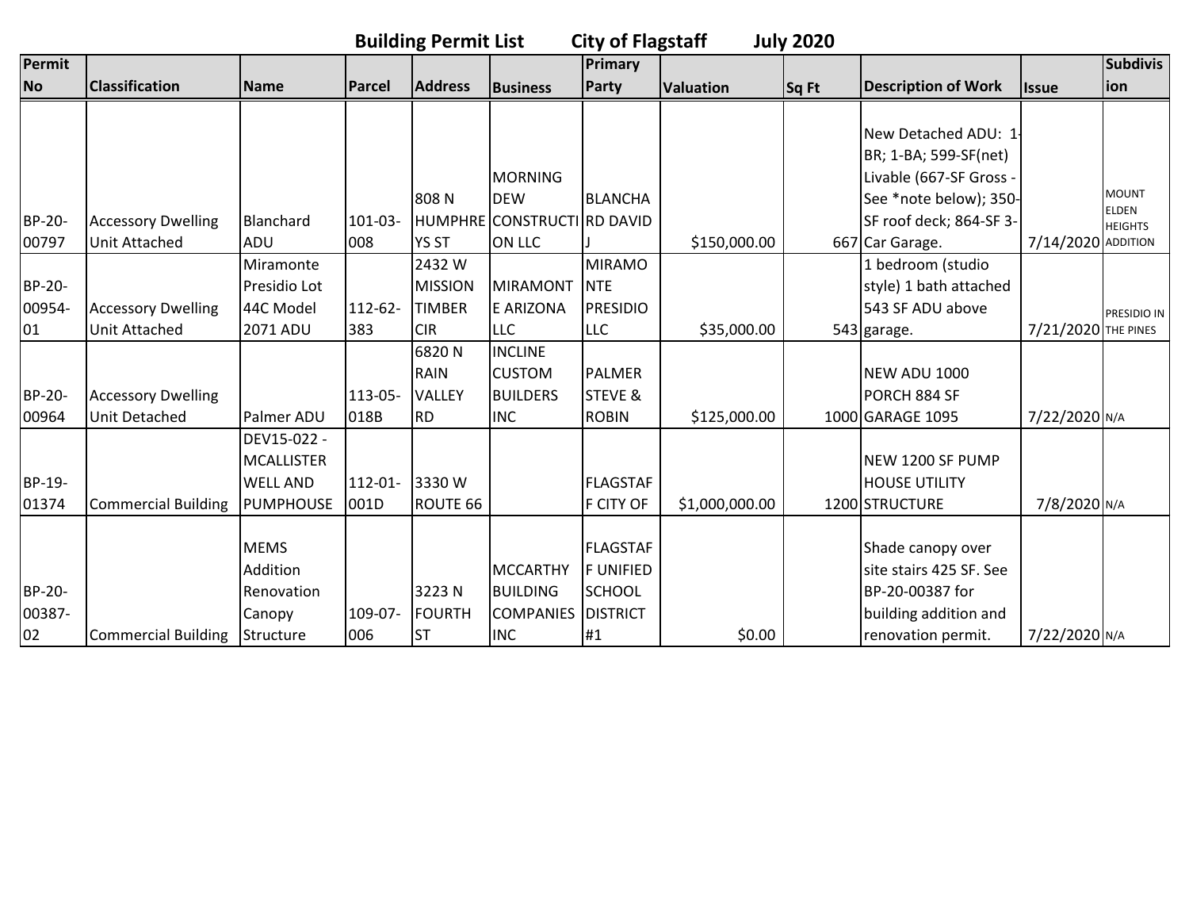# Building Permit List City of Flagstaff July 2020

| Permit No | Classification | Name | Parcel | Address | Business | Primary Party | Valuation | Sq Ft | Description of Work | Issue | Subdivision |
|---|---|---|---|---|---|---|---|---|---|---|---|
| BP-20-00797 | Accessory Dwelling Unit Attached | Blanchard ADU | 101-03-008 | 808 N HUMPHREYS ST | MORNING DEW CONSTRUCTION LLC | BLANCHARD DAVID J | $150,000.00 | 667 | New Detached ADU: 1-BR; 1-BA; 599-SF(net) Livable (667-SF Gross - See *note below); 350-SF roof deck; 864-SF 3-Car Garage. | 7/14/2020 | MOUNT ELDEN HEIGHTS ADDITION |
| BP-20-00954-01 | Accessory Dwelling Unit Attached | Miramonte Presidio Lot 44C Model 2071 ADU | 112-62-383 | 2432 W MISSION TIMBER CIR | MIRAMONTE ARIZONA LLC | MIRAMONTE PRESIDIO LLC | $35,000.00 | 543 | 1 bedroom (studio style) 1 bath attached 543 SF ADU above garage. | 7/21/2020 | PRESIDIO IN THE PINES |
| BP-20-00964 | Accessory Dwelling Unit Detached | Palmer ADU | 113-05-018B | 6820 N RAIN VALLEY RD | INCLINE CUSTOM BUILDERS INC | PALMER STEVE & ROBIN | $125,000.00 | 1000 | NEW ADU 1000 PORCH 884 SF GARAGE 1095 | 7/22/2020 | N/A |
| BP-19-01374 | Commercial Building | DEV15-022 - MCALLISTER WELL AND PUMPHOUSE | 112-01-001D | 3330 W ROUTE 66 | | FLAGSTAFF CITY OF | $1,000,000.00 | 1200 | NEW 1200 SF PUMP HOUSE UTILITY STRUCTURE | 7/8/2020 | N/A |
| BP-20-00387-02 | Commercial Building | MEMS Addition Renovation Canopy Structure | 109-07-006 | 3223 N FOURTH ST | MCCARTHY BUILDING COMPANIES INC | FLAGSTAFF UNIFIED SCHOOL DISTRICT #1 | $0.00 | | Shade canopy over site stairs 425 SF. See BP-20-00387 for building addition and renovation permit. | 7/22/2020 | N/A |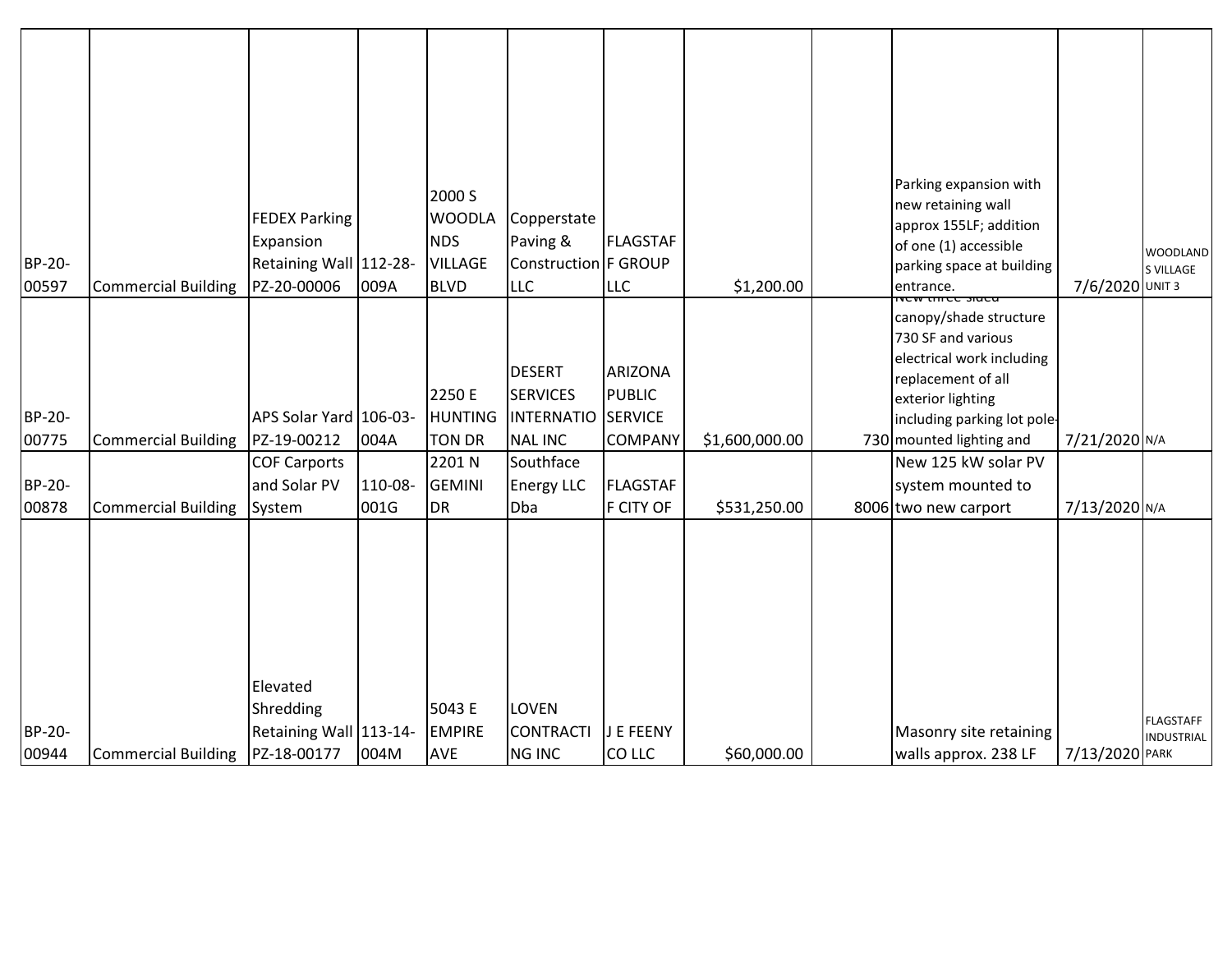| | | | | | | | | | | | |
|---|---|---|---|---|---|---|---|---|---|---|---|
| BP-20-00597 | Commercial Building | FEDEX Parking Expansion Retaining Wall PZ-20-00006 | 112-28-009A | 2000 S WOODLANDS VILLAGE BLVD | Copperstate Paving & Construction LLC | FLAGSTAFF GROUP LLC | $1,200.00 | | Parking expansion with new retaining wall approx 155LF; addition of one (1) accessible parking space at building entrance. | 7/6/2020 | WOODLANDS VILLAGE UNIT 3 |
| BP-20-00775 | Commercial Building | APS Solar Yard PZ-19-00212 | 106-03-004A | 2250 E HUNTINGTON DR | DESERT SERVICES INTERNATIONAL INC | ARIZONA PUBLIC SERVICE COMPANY | $1,600,000.00 | 730 | New three sided canopy/shade structure 730 SF and various electrical work including replacement of all exterior lighting including parking lot pole-mounted lighting and | 7/21/2020 | N/A |
| BP-20-00878 | Commercial Building | COF Carports and Solar PV System | 110-08-001G | 2201 N GEMINI DR | Southface Energy LLC Dba | FLAGSTAFF CITY OF | $531,250.00 | 8006 | New 125 kW solar PV system mounted to two new carport | 7/13/2020 | N/A |
| BP-20-00944 | Commercial Building | Elevated Shredding Retaining Wall PZ-18-00177 | 113-14-004M | 5043 E EMPIRE AVE | LOVEN CONTRACTING INC | J E FEENY CO LLC | $60,000.00 | | Masonry site retaining walls approx. 238 LF | 7/13/2020 | FLAGSTAFF INDUSTRIAL PARK |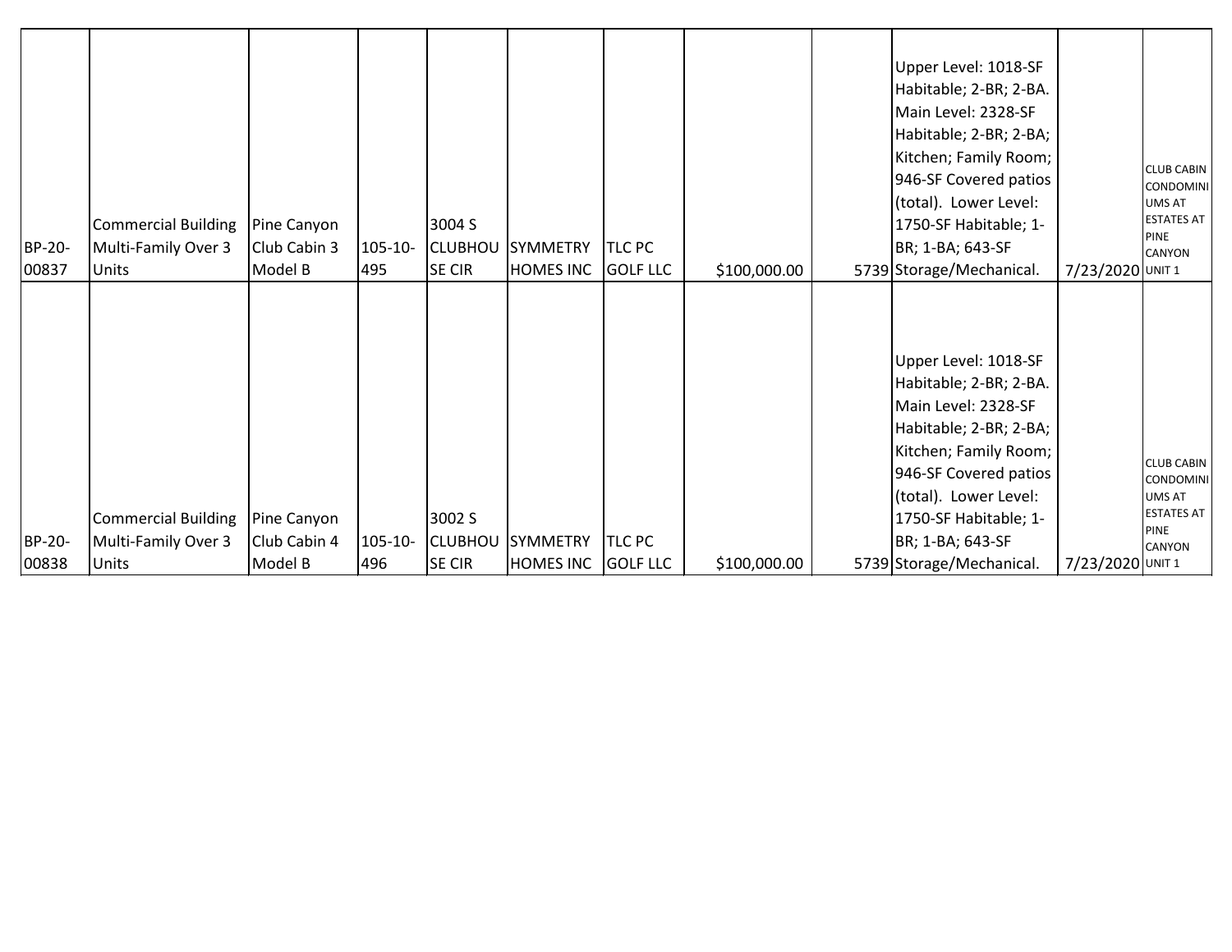| | | | | | | | | | | | |
|---|---|---|---|---|---|---|---|---|---|---|---|
| BP-20-00837 | Commercial Building Multi-Family Over 3 Units | Pine Canyon Club Cabin 3 Model B | 105-10-495 | 3004 S CLUBHOUSE CIR | SYMMETRY HOMES INC | TLC PC GOLF LLC | $100,000.00 | 5739 | Upper Level: 1018-SF Habitable; 2-BR; 2-BA. Main Level: 2328-SF Habitable; 2-BR; 2-BA; Kitchen; Family Room; 946-SF Covered patios (total). Lower Level: 1750-SF Habitable; 1-BR; 1-BA; 643-SF Storage/Mechanical. | 7/23/2020 | CLUB CABIN CONDOMINIUMS AT ESTATES AT PINE CANYON UNIT 1 |
| BP-20-00838 | Commercial Building Multi-Family Over 3 Units | Pine Canyon Club Cabin 4 Model B | 105-10-496 | 3002 S CLUBHOUSE CIR | SYMMETRY HOMES INC | TLC PC GOLF LLC | $100,000.00 | 5739 | Upper Level: 1018-SF Habitable; 2-BR; 2-BA. Main Level: 2328-SF Habitable; 2-BR; 2-BA; Kitchen; Family Room; 946-SF Covered patios (total). Lower Level: 1750-SF Habitable; 1-BR; 1-BA; 643-SF Storage/Mechanical. | 7/23/2020 | CLUB CABIN CONDOMINIUMS AT ESTATES AT PINE CANYON UNIT 1 |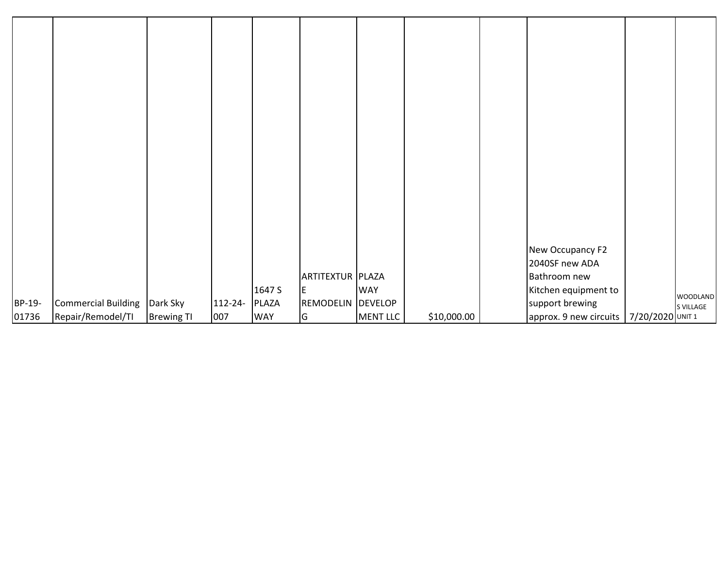| | | | | | | | | | | | |
|---|---|---|---|---|---|---|---|---|---|---|---|
| BP-19-01736 | Commercial Building Repair/Remodel/TI | Dark Sky Brewing TI | 112-24-007 | 1647 S PLAZA WAY | ARTITEXTURE REMODELING | PLAZA WAY DEVELOPMENT LLC | $10,000.00 | | New Occupancy F2 2040SF new ADA Bathroom new Kitchen equipment to support brewing approx. 9 new circuits | 7/20/2020 | WOODLANDS VILLAGE UNIT 1 |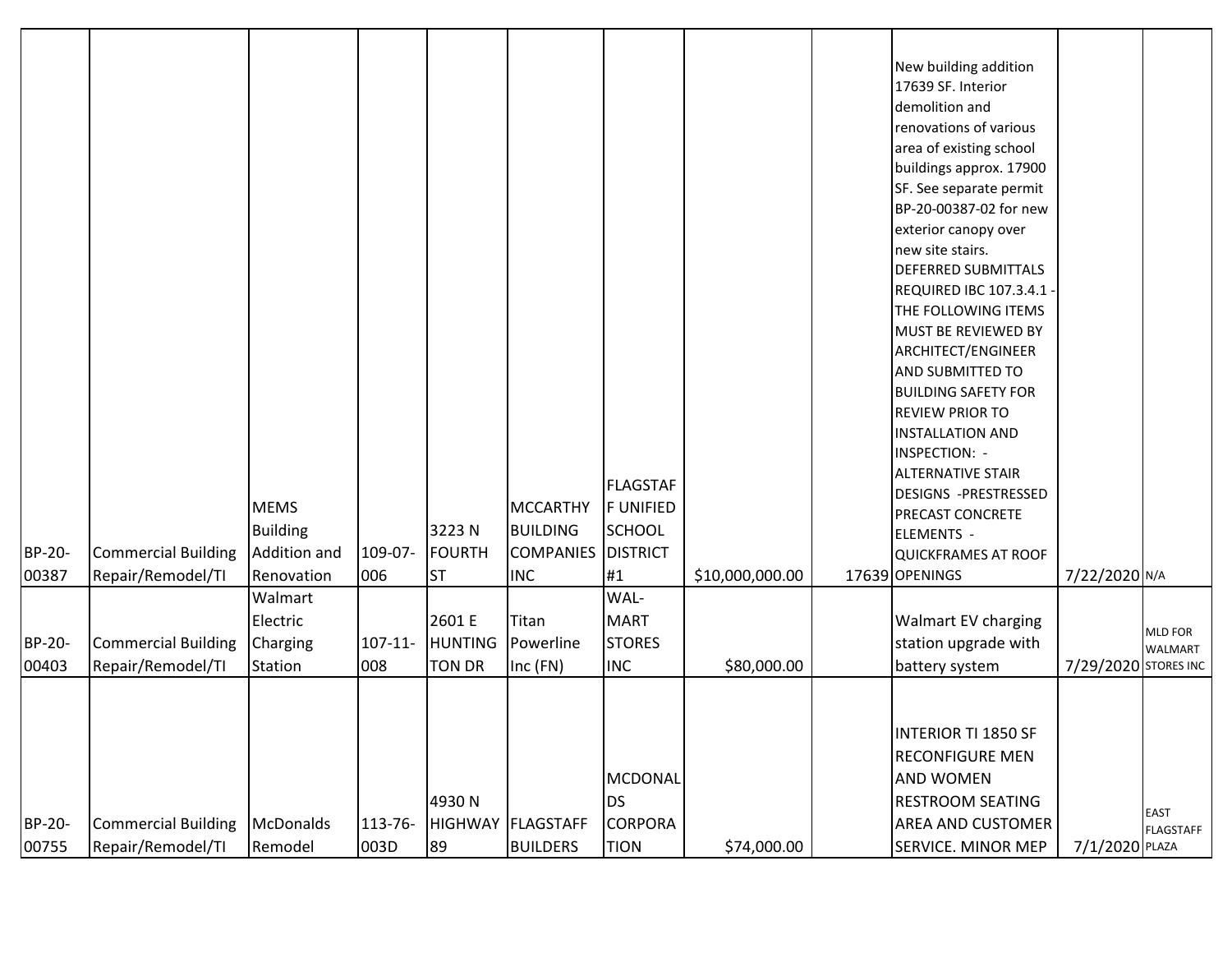| | | | | | | | | | | | |
|---|---|---|---|---|---|---|---|---|---|---|---|
| BP-20-00387 | Commercial Building Repair/Remodel/TI | MEMS Building Addition and Renovation | 109-07-006 | 3223 N FOURTH ST | MCCARTHY BUILDING COMPANIES INC | FLAGSTAFF UNIFIED SCHOOL DISTRICT #1 | $10,000,000.00 | 17639 | New building addition 17639 SF. Interior demolition and renovations of various area of existing school buildings approx. 17900 SF. See separate permit BP-20-00387-02 for new exterior canopy over new site stairs. DEFERRED SUBMITTALS REQUIRED IBC 107.3.4.1 - THE FOLLOWING ITEMS MUST BE REVIEWED BY ARCHITECT/ENGINEER AND SUBMITTED TO BUILDING SAFETY FOR REVIEW PRIOR TO INSTALLATION AND INSPECTION: - ALTERNATIVE STAIR DESIGNS -PRESTRESSED PRECAST CONCRETE ELEMENTS - QUICKFRAMES AT ROOF OPENINGS | 7/22/2020 | N/A |
| BP-20-00403 | Commercial Building Repair/Remodel/TI | Walmart Electric Charging Station | 107-11-008 | 2601 E HUNTINGTON DR | Titan Powerline Inc (FN) | WAL-MART STORES INC | $80,000.00 | | Walmart EV charging station upgrade with battery system | 7/29/2020 | MLD FOR WALMART STORES INC |
| BP-20-00755 | Commercial Building Repair/Remodel/TI | McDonalds Remodel | 113-76-003D | 4930 N HIGHWAY 89 | FLAGSTAFF BUILDERS | MCDONALDS CORPORATION | $74,000.00 | | INTERIOR TI 1850 SF RECONFIGURE MEN AND WOMEN RESTROOM SEATING AREA AND CUSTOMER SERVICE. MINOR MEP | 7/1/2020 | EAST FLAGSTAFF PLAZA |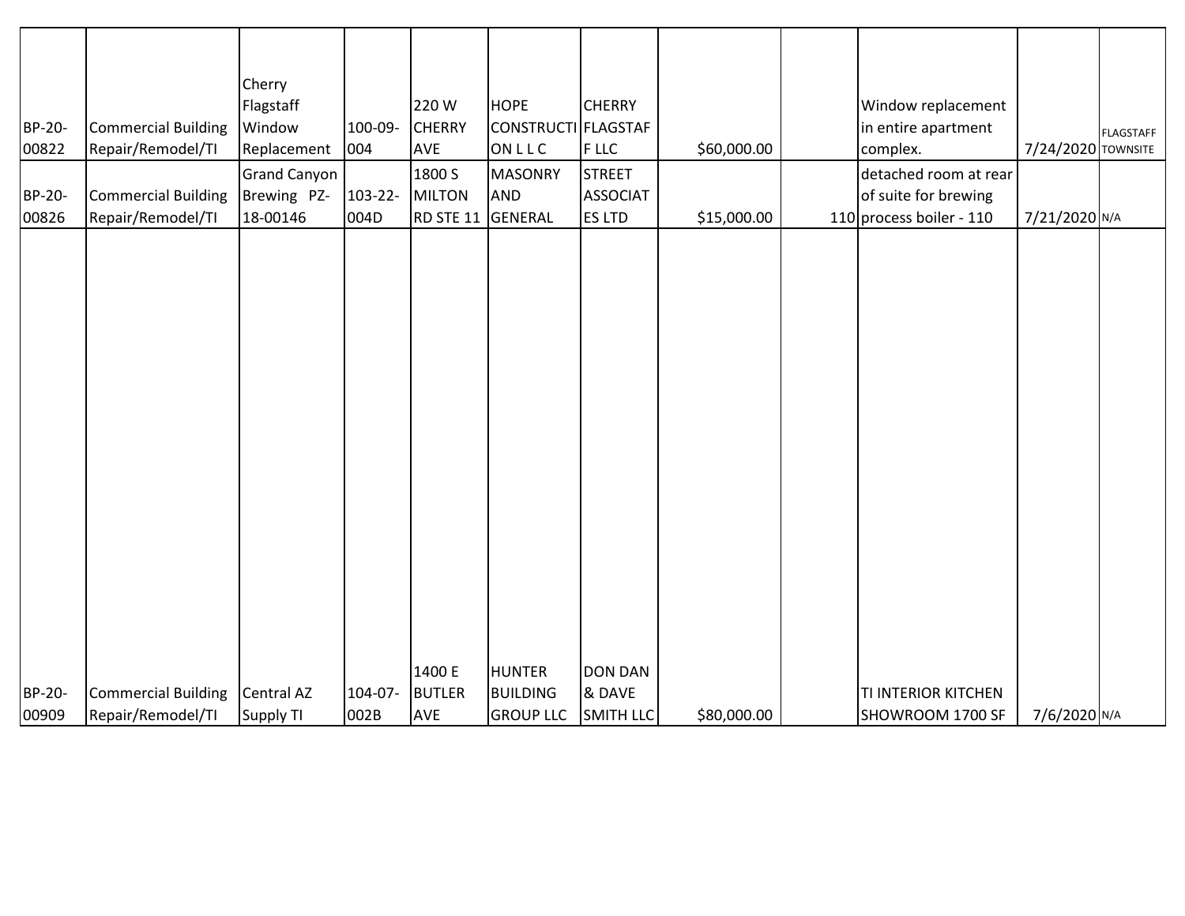| | | | | | | | | | | | |
|---|---|---|---|---|---|---|---|---|---|---|---|
| BP-20-00822 | Commercial Building Repair/Remodel/TI | Cherry Flagstaff Window Replacement | 100-09-004 | 220 W CHERRY AVE | HOPE CONSTRUCTION L L C | CHERRY FLAGSTAFF LLC | $60,000.00 | | Window replacement in entire apartment complex. | 7/24/2020 | FLAGSTAFF TOWNSITE |
| BP-20-00826 | Commercial Building Repair/Remodel/TI | Grand Canyon Brewing PZ-18-00146 | 103-22-004D | 1800 S MILTON RD STE 11 | MASONRY AND GENERAL | STREET ASSOCIATES LTD | $15,000.00 | 110 | detached room at rear of suite for brewing process boiler - 110 | 7/21/2020 | N/A |
| BP-20-00909 | Commercial Building Repair/Remodel/TI | Central AZ Supply TI | 104-07-002B | 1400 E BUTLER AVE | HUNTER BUILDING GROUP LLC | DON DAN & DAVE SMITH LLC | $80,000.00 | | TI INTERIOR KITCHEN SHOWROOM 1700 SF | 7/6/2020 | N/A |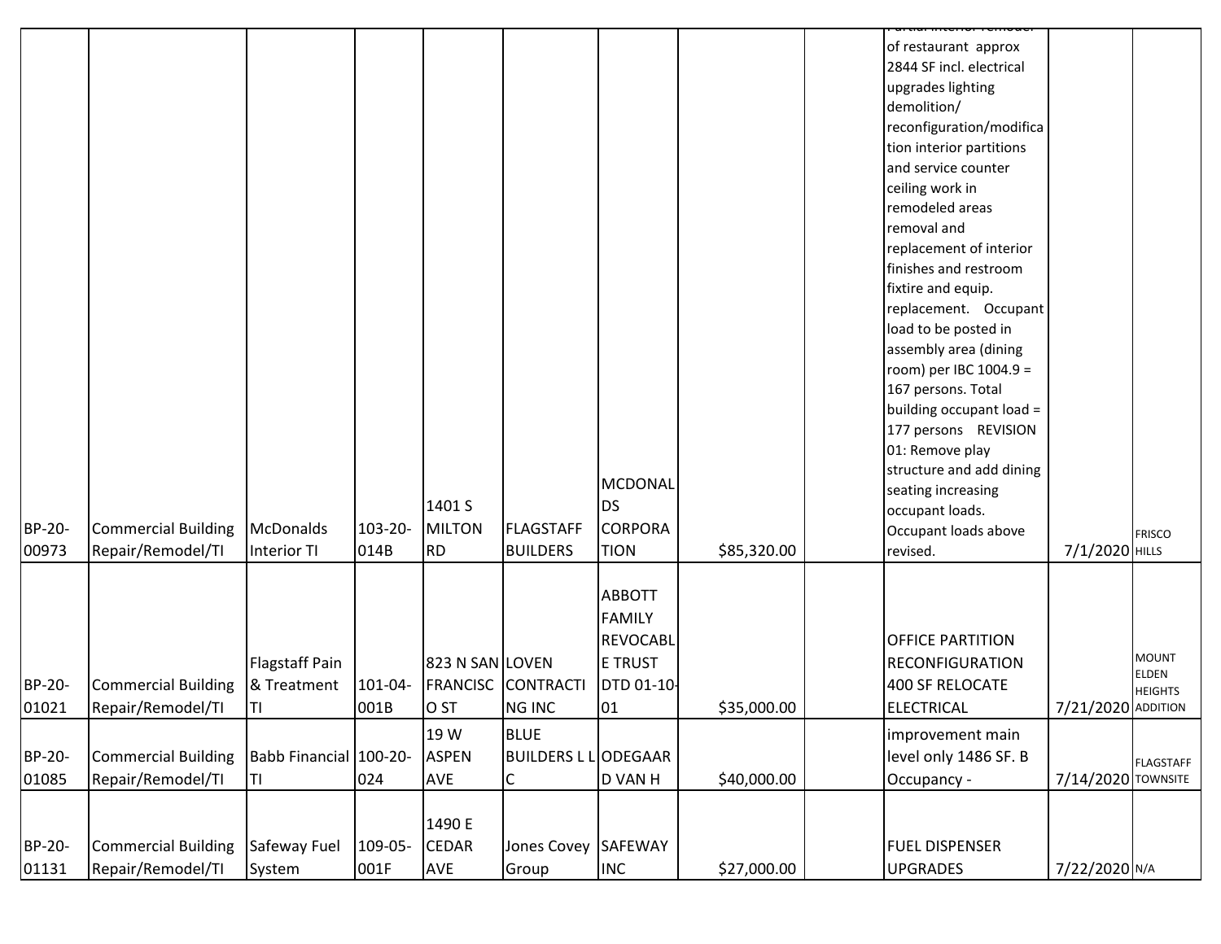| | | | | | | | | | | | |
|---|---|---|---|---|---|---|---|---|---|---|---|
| BP-20-00973 | Commercial Building Repair/Remodel/TI | McDonalds Interior TI | 103-20-014B | 1401 S MILTON RD | FLAGSTAFF BUILDERS | MCDONALDS CORPORATION | $85,320.00 | | Partial interior remodel of restaurant approx 2844 SF incl. electrical upgrades lighting demolition/ reconfiguration/modification interior partitions and service counter ceiling work in remodeled areas removal and replacement of interior finishes and restroom fixtire and equip. replacement. Occupant load to be posted in assembly area (dining room) per IBC 1004.9 = 167 persons. Total building occupant load = 177 persons REVISION 01: Remove play structure and add dining seating increasing occupant loads. Occupant loads above revised. | 7/1/2020 | FRISCO HILLS |
| BP-20-01021 | Commercial Building Repair/Remodel/TI | Flagstaff Pain & Treatment TI | 101-04-001B | 823 N SAN FRANCISCO ST | LOVEN CONTRACTING INC | ABBOTT FAMILY REVOCABLE TRUST DTD 01-10-01 | $35,000.00 | | OFFICE PARTITION RECONFIGURATION 400 SF RELOCATE ELECTRICAL | 7/21/2020 | MOUNT ELDEN HEIGHTS ADDITION |
| BP-20-01085 | Commercial Building Repair/Remodel/TI | Babb Financial TI | 100-20-024 | 19 W ASPEN AVE | BLUE BUILDERS L L C | ODEGAARD VAN H | $40,000.00 | | improvement main level only 1486 SF. B Occupancy - | 7/14/2020 | FLAGSTAFF TOWNSITE |
| BP-20-01131 | Commercial Building Repair/Remodel/TI | Safeway Fuel System | 109-05-001F | 1490 E CEDAR AVE | Jones Covey Group | SAFEWAY INC | $27,000.00 | | FUEL DISPENSER UPGRADES | 7/22/2020 | N/A |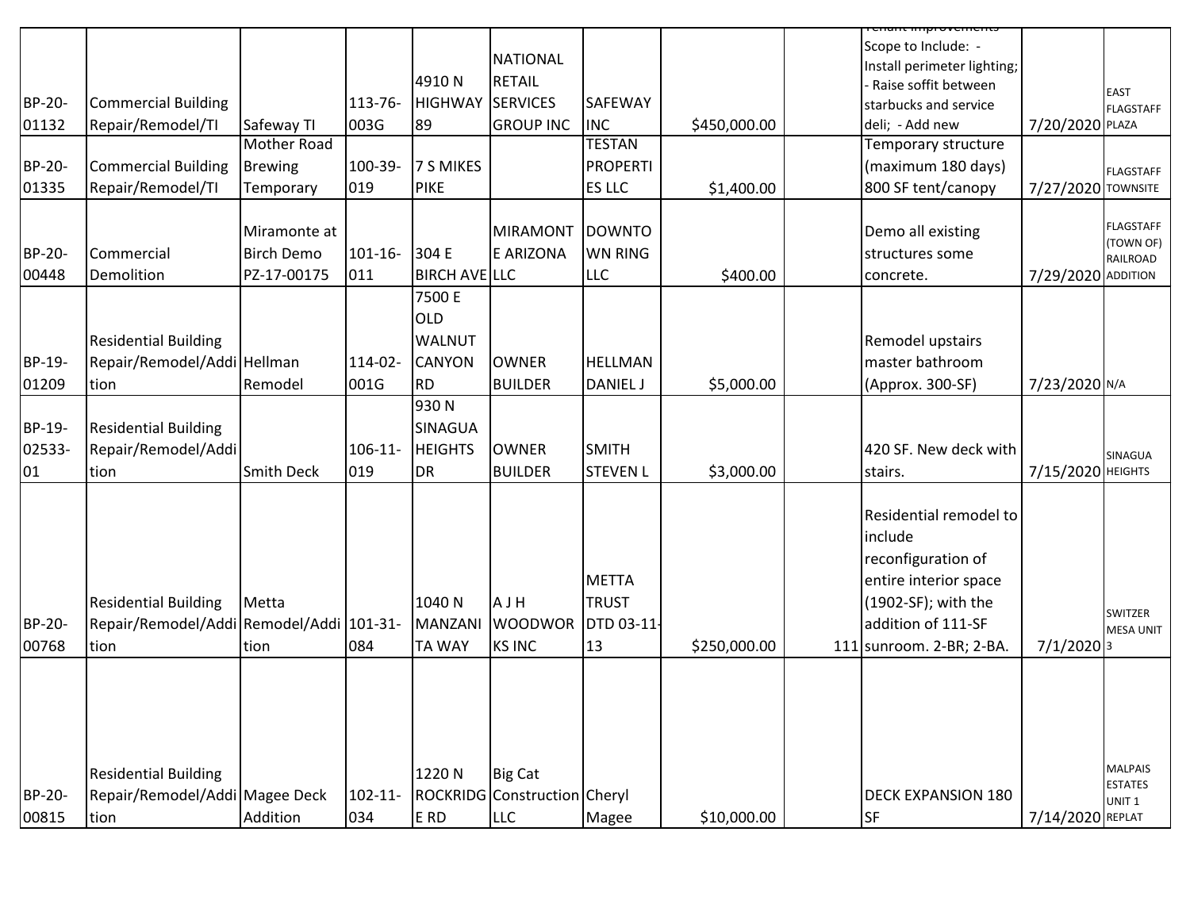| | | | | | | | | | | | |
|---|---|---|---|---|---|---|---|---|---|---|---|
| BP-20-01132 | Commercial Building Repair/Remodel/TI | Safeway TI | 113-76-003G | 4910 N HIGHWAY 89 | NATIONAL RETAIL SERVICES GROUP INC | SAFEWAY INC | $450,000.00 | | Tenant Improvements Scope to Include: - Install perimeter lighting; - Raise soffit between starbucks and service deli; - Add new | 7/20/2020 | EAST FLAGSTAFF PLAZA |
| BP-20-01335 | Commercial Building Repair/Remodel/TI | Mother Road Brewing Temporary | 100-39-019 | 7 S MIKES PIKE | | TESTAN PROPERTIES LLC | $1,400.00 | | Temporary structure (maximum 180 days) 800 SF tent/canopy | 7/27/2020 | FLAGSTAFF TOWNSITE |
| BP-20-00448 | Commercial Demolition | Miramonte at Birch Demo PZ-17-00175 | 101-16-011 | 304 E BIRCH AVE | MIRAMONTE ARIZONA LLC | DOWNTOWN RING LLC | $400.00 | | Demo all existing structures some concrete. | 7/29/2020 | FLAGSTAFF (TOWN OF) RAILROAD ADDITION |
| BP-19-01209 | Residential Building Repair/Remodel/Addition | Hellman Remodel | 114-02-001G | 7500 E OLD WALNUT CANYON RD | OWNER BUILDER | HELLMAN DANIEL J | $5,000.00 | | Remodel upstairs master bathroom (Approx. 300-SF) | 7/23/2020 | N/A |
| BP-19-02533-01 | Residential Building Repair/Remodel/Addition | Smith Deck | 106-11-019 | 930 N SINAGUA HEIGHTS DR | OWNER BUILDER | SMITH STEVEN L | $3,000.00 | | 420 SF. New deck with stairs. | 7/15/2020 | SINAGUA HEIGHTS |
| BP-20-00768 | Residential Building Repair/Remodel/Addition | Metta Remodel/Addition | 101-31-084 | 1040 N MANZANITA WAY | A J H WOODWORKS INC | METTA TRUST DTD 03-11-13 | $250,000.00 | 111 | Residential remodel to include reconfiguration of entire interior space (1902-SF); with the addition of 111-SF sunroom. 2-BR; 2-BA. | 7/1/2020 | SWITZER MESA UNIT 3 |
| BP-20-00815 | Residential Building Repair/Remodel/Addition | Magee Deck Addition | 102-11-034 | 1220 N ROCKRIDGE RD | Big Cat Construction LLC | Cheryl Magee | $10,000.00 | | DECK EXPANSION 180 SF | 7/14/2020 | MALPAIS ESTATES UNIT 1 REPLAT |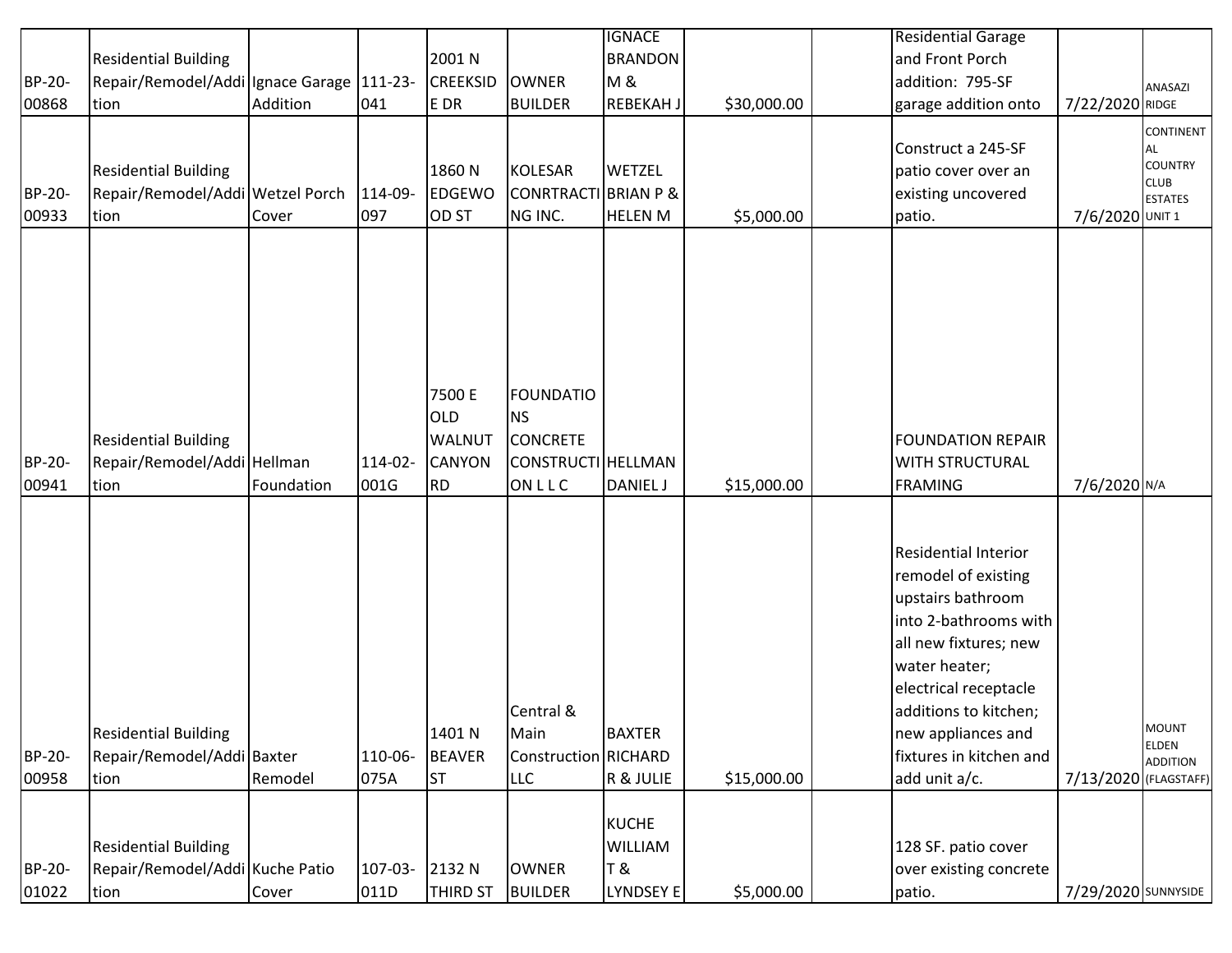| | | | | | | | | | | | |
|---|---|---|---|---|---|---|---|---|---|---|---|
| BP-20-00868 | Residential Building Repair/Remodel/Addition | Ignace Garage Addition | 111-23-041 | 2001 N CREEKSIDE DR | OWNER BUILDER | IGNACE BRANDON M & REBEKAH J | $30,000.00 | | Residential Garage and Front Porch addition: 795-SF garage addition onto | 7/22/2020 | ANASAZI RIDGE |
| BP-20-00933 | Residential Building Repair/Remodel/Addition | Wetzel Porch Cover | 114-09-097 | 1860 N EDGEWOOD ST | KOLESAR CONRTRACTING INC. | WETZEL BRIAN P & HELEN M | $5,000.00 | | Construct a 245-SF patio cover over an existing uncovered patio. | 7/6/2020 | CONTINENTAL COUNTRY CLUB ESTATES UNIT 1 |
| BP-20-00941 | Residential Building Repair/Remodel/Addition | Hellman Foundation | 114-02-001G | 7500 E OLD WALNUT CANYON RD | FOUNDATIONS CONCRETE CONSTRUCTION L L C | HELLMAN DANIEL J | $15,000.00 | | FOUNDATION REPAIR WITH STRUCTURAL FRAMING | 7/6/2020 | N/A |
| BP-20-00958 | Residential Building Repair/Remodel/Addition | Baxter Remodel | 110-06-075A | 1401 N BEAVER ST | Central & Main Construction LLC | BAXTER RICHARD R & JULIE | $15,000.00 | | Residential Interior remodel of existing upstairs bathroom into 2-bathrooms with all new fixtures; new water heater; electrical receptacle additions to kitchen; new appliances and fixtures in kitchen and add unit a/c. | 7/13/2020 | MOUNT ELDEN ADDITION (FLAGSTAFF) |
| BP-20-01022 | Residential Building Repair/Remodel/Addition | Kuche Patio Cover | 107-03-011D | 2132 N THIRD ST | OWNER BUILDER | KUCHE WILLIAM T & LYNDSEY E | $5,000.00 | | 128 SF. patio cover over existing concrete patio. | 7/29/2020 | SUNNYSIDE |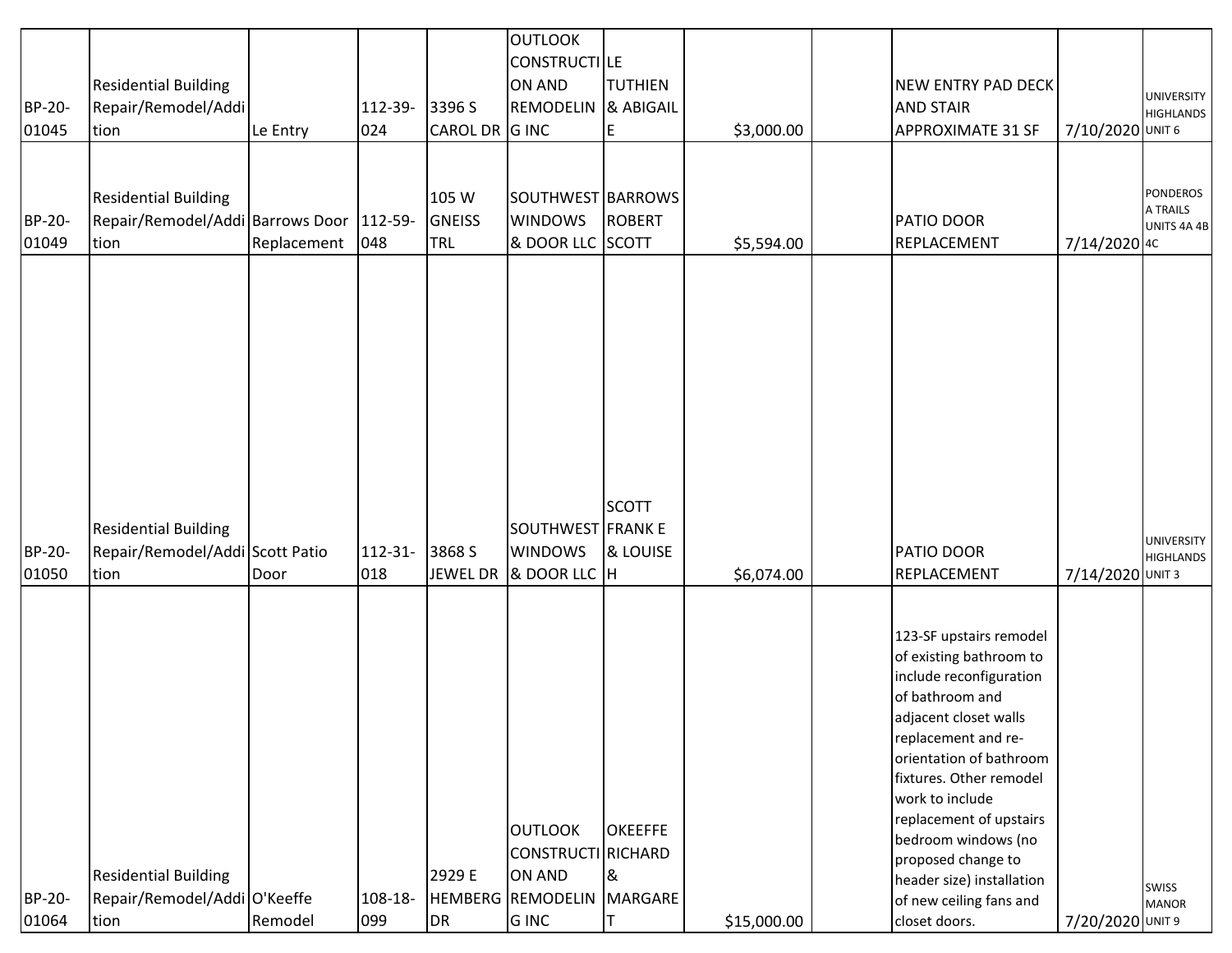| | | | | | | | | | | | |
|---|---|---|---|---|---|---|---|---|---|---|---|
| BP-20-01045 | Residential Building Repair/Remodel/Addition | Le Entry | 112-39-024 | 3396 S CAROL DR | OUTLOOK CONSTRUCTION AND REMODELING INC | LE TUTHIEN & ABIGAIL E | $3,000.00 | | NEW ENTRY PAD DECK AND STAIR APPROXIMATE 31 SF | 7/10/2020 | UNIVERSITY HIGHLANDS UNIT 6 |
| BP-20-01049 | Residential Building Repair/Remodel/Addition | Barrows Door Replacement | 112-59-048 | 105 W GNEISS TRL | SOUTHWEST WINDOWS & DOOR LLC | BARROWS ROBERT SCOTT | $5,594.00 | | PATIO DOOR REPLACEMENT | 7/14/2020 | PONDEROSA TRAILS UNITS 4A 4B 4C |
| BP-20-01050 | Residential Building Repair/Remodel/Addition | Scott Patio Door | 112-31-018 | 3868 S JEWEL DR | SOUTHWEST WINDOWS & DOOR LLC | SCOTT FRANK E & LOUISE H | $6,074.00 | | PATIO DOOR REPLACEMENT | 7/14/2020 | UNIVERSITY HIGHLANDS UNIT 3 |
| BP-20-01064 | Residential Building Repair/Remodel/Addition | O'Keeffe Remodel | 108-18-099 | 2929 E HEMBERG DR | OUTLOOK CONSTRUCTION AND REMODELING INC | OKEEFFE RICHARD & MARGARET | $15,000.00 | | 123-SF upstairs remodel of existing bathroom to include reconfiguration of bathroom and adjacent closet walls replacement and re-orientation of bathroom fixtures. Other remodel work to include replacement of upstairs bedroom windows (no proposed change to header size) installation of new ceiling fans and closet doors. | 7/20/2020 | SWISS MANOR UNIT 9 |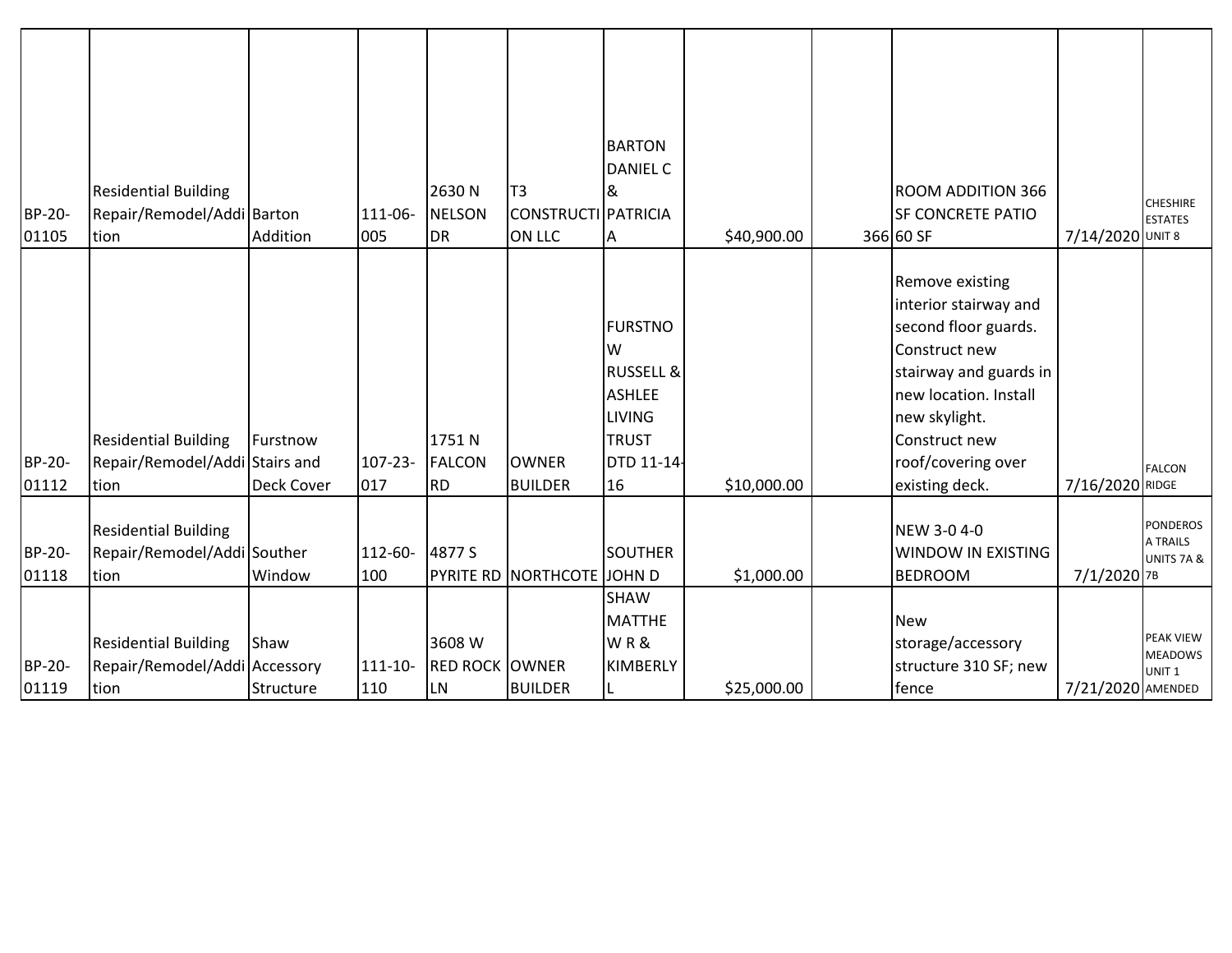| | | | | | | | | | | | |
|---|---|---|---|---|---|---|---|---|---|---|---|
| BP-20-01105 | Residential Building Repair/Remodel/Addition | Barton Addition | 111-06-005 | 2630 N NELSON DR | T3 CONSTRUCTION LLC | BARTON DANIEL C & PATRICIA A | $40,900.00 | 366 | ROOM ADDITION 366 SF CONCRETE PATIO 60 SF | 7/14/2020 | CHESHIRE ESTATES UNIT 8 |
| BP-20-01112 | Residential Building Repair/Remodel/Addition | Furstnow Stairs and Deck Cover | 107-23-017 | 1751 N FALCON RD | OWNER BUILDER | FURSTNOW RUSSELL & ASHLEE LIVING TRUST DTD 11-14-16 | $10,000.00 | | Remove existing interior stairway and second floor guards. Construct new stairway and guards in new location. Install new skylight. Construct new roof/covering over existing deck. | 7/16/2020 | FALCON RIDGE |
| BP-20-01118 | Residential Building Repair/Remodel/Addition | Souther Window | 112-60-100 | 4877 S PYRITE RD | NORTHCOTE | SOUTHER JOHN D | $1,000.00 | | NEW 3-0 4-0 WINDOW IN EXISTING BEDROOM | 7/1/2020 | PONDEROSA TRAILS UNITS 7A & 7B |
| BP-20-01119 | Residential Building Repair/Remodel/Addition | Shaw Accessory Structure | 111-10-110 | 3608 W RED ROCK LN | OWNER BUILDER | SHAW MATTHEW R & KIMBERLY L | $25,000.00 | | New storage/accessory structure 310 SF; new fence | 7/21/2020 | PEAK VIEW MEADOWS UNIT 1 AMENDED |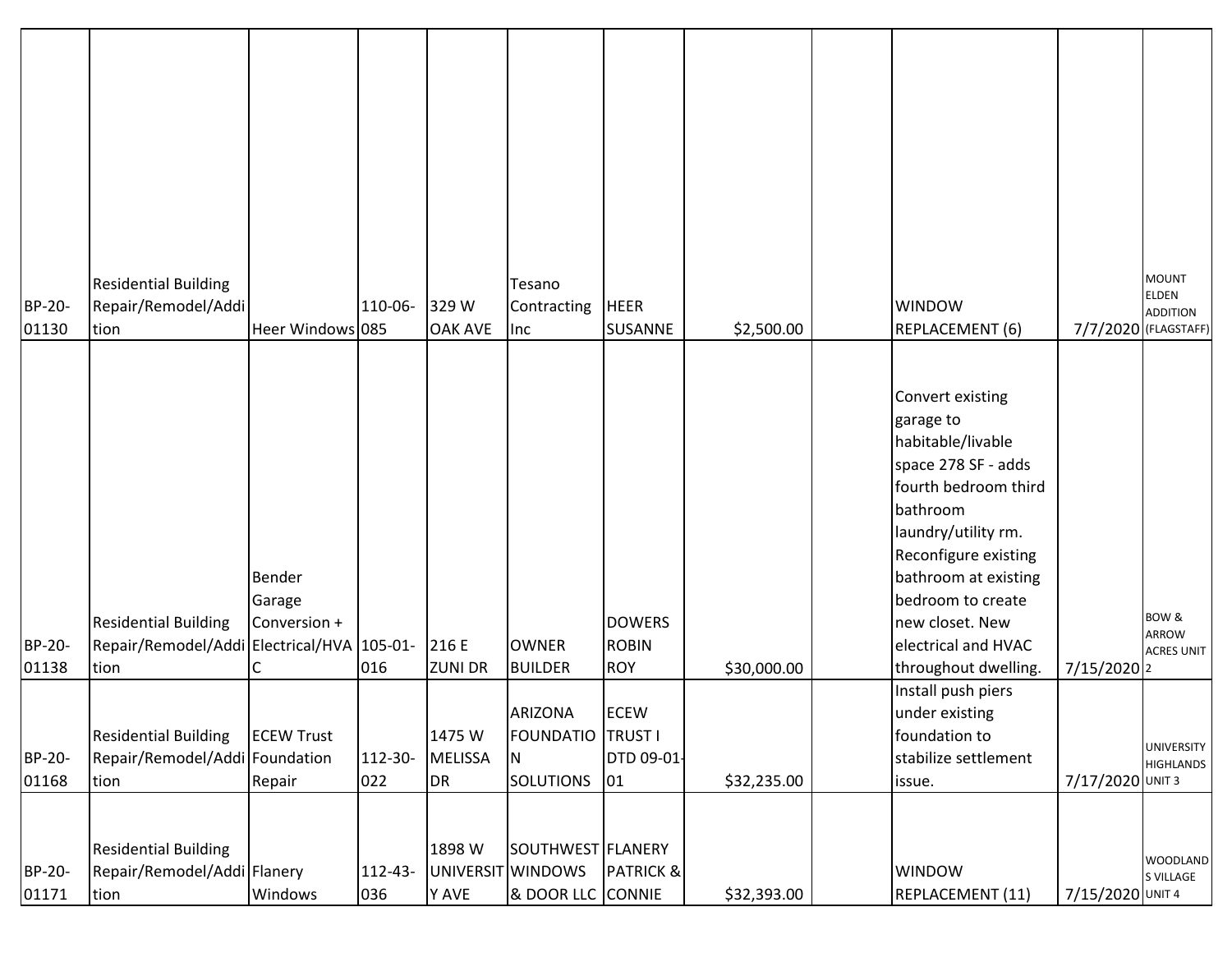| | | | | | | | | | | | |
|---|---|---|---|---|---|---|---|---|---|---|---|
| BP-20-01130 | Residential Building Repair/Remodel/Addition | Heer Windows | 110-06-085 | 329 W OAK AVE | Tesano Contracting Inc | HEER SUSANNE | $2,500.00 | | WINDOW REPLACEMENT (6) | 7/7/2020 | MOUNT ELDEN ADDITION (FLAGSTAFF) |
| BP-20-01138 | Residential Building Repair/Remodel/Addition | Bender Garage Conversion + Electrical/HVAC | 105-01-016 | 216 E ZUNI DR | OWNER BUILDER | DOWERS ROBIN ROY | $30,000.00 | | Convert existing garage to habitable/livable space 278 SF - adds fourth bedroom third bathroom laundry/utility rm. Reconfigure existing bathroom at existing bedroom to create new closet. New electrical and HVAC throughout dwelling. | 7/15/2020 | BOW & ARROW ACRES UNIT 2 |
| BP-20-01168 | Residential Building Repair/Remodel/Addition | ECEW Trust Foundation Repair | 112-30-022 | 1475 W MELISSA DR | ARIZONA FOUNDATION SOLUTIONS | ECEW TRUST I DTD 09-01-01 | $32,235.00 | | Install push piers under existing foundation to stabilize settlement issue. | 7/17/2020 | UNIVERSITY HIGHLANDS UNIT 3 |
| BP-20-01171 | Residential Building Repair/Remodel/Addition | Flanery Windows | 112-43-036 | 1898 W UNIVERSITY AVE | SOUTHWEST WINDOWS & DOOR LLC | FLANERY PATRICK & CONNIE | $32,393.00 | | WINDOW REPLACEMENT (11) | 7/15/2020 | WOODLANDS VILLAGE UNIT 4 |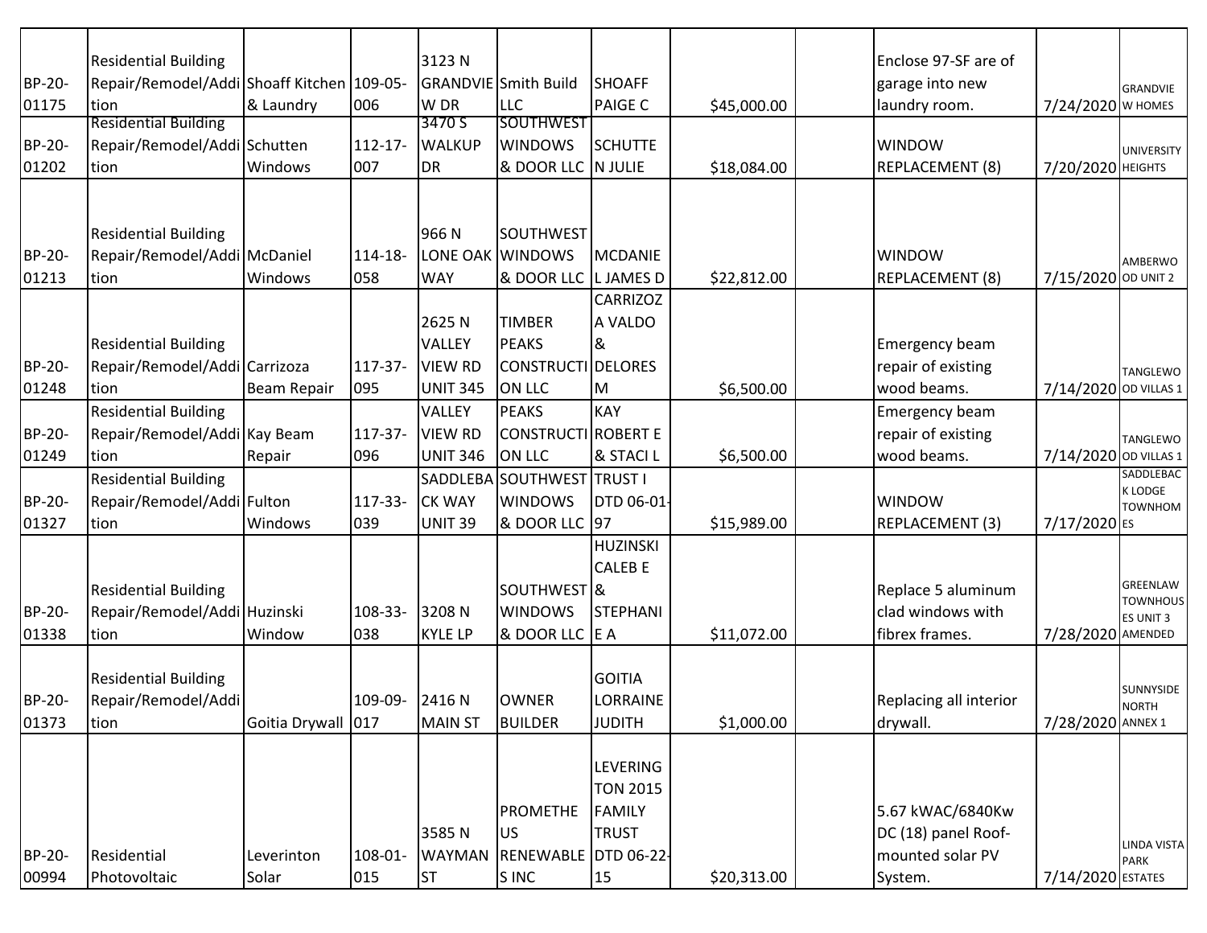| | | | | | | | | | | | |
|---|---|---|---|---|---|---|---|---|---|---|---|
| BP-20-01175 | Residential Building Repair/Remodel/Addition | Shoaff Kitchen & Laundry | 109-05-006 | 3123 N GRANDVIEW DR | Smith Build LLC | SHOAFF PAIGE C | $45,000.00 | | Enclose 97-SF are of garage into new laundry room. | 7/24/2020 | GRANDVIEW HOMES |
| BP-20-01202 | Residential Building Repair/Remodel/Addition | Schutten Windows | 112-17-007 | 3470 S WALKUP DR | SOUTHWEST WINDOWS & DOOR LLC | SCHUTTEN JULIE | $18,084.00 | | WINDOW REPLACEMENT (8) | 7/20/2020 | UNIVERSITY HEIGHTS |
| BP-20-01213 | Residential Building Repair/Remodel/Addition | McDaniel Windows | 114-18-058 | 966 N LONE OAK WAY | SOUTHWEST WINDOWS & DOOR LLC | MCDANIEL JAMES D | $22,812.00 | | WINDOW REPLACEMENT (8) | 7/15/2020 | AMBERWOOD UNIT 2 |
| BP-20-01248 | Residential Building Repair/Remodel/Addition | Carrizoza Beam Repair | 117-37-095 | 2625 N VALLEY VIEW RD UNIT 345 | TIMBER PEAKS CONSTRUCTION LLC | CARRIZOZA VALDO & DELORES M | $6,500.00 | | Emergency beam repair of existing wood beams. | 7/14/2020 | TANGLEWOOD VILLAS 1 |
| BP-20-01249 | Residential Building Repair/Remodel/Addition | Kay Beam Repair | 117-37-096 | VALLEY VIEW RD UNIT 346 | PEAKS CONSTRUCTION LLC | KAY ROBERT E & STACI L | $6,500.00 | | Emergency beam repair of existing wood beams. | 7/14/2020 | TANGLEWOOD VILLAS 1 |
| BP-20-01327 | Residential Building Repair/Remodel/Addition | Fulton Windows | 117-33-039 | SADDLEBACK WAY UNIT 39 | SOUTHWEST WINDOWS & DOOR LLC | TRUST I DTD 06-01-97 | $15,989.00 | | WINDOW REPLACEMENT (3) | 7/17/2020 | SADDLEBACK LODGE TOWNHOMES |
| BP-20-01338 | Residential Building Repair/Remodel/Addition | Huzinski Window | 108-33-038 | 3208 N KYLE LP | SOUTHWEST WINDOWS & DOOR LLC | HUZINSKI CALEB E & STEPHANIE A | $11,072.00 | | Replace 5 aluminum clad windows with fibrex frames. | 7/28/2020 | GREENLAW TOWNHOUSES UNIT 3 AMENDED |
| BP-20-01373 | Residential Building Repair/Remodel/Addition | Goitia Drywall | 109-09-017 | 2416 N MAIN ST | OWNER BUILDER | GOITIA LORRAINE JUDITH | $1,000.00 | | Replacing all interior drywall. | 7/28/2020 | SUNNYSIDE NORTH ANNEX 1 |
| BP-20-00994 | Residential Photovoltaic | Leverinton Solar | 108-01-015 | 3585 N WAYMAN ST | PROMETHEUS RENEWABLES INC | LEVERINGTON 2015 FAMILY TRUST DTD 06-22-15 | $20,313.00 | | 5.67 kWAC/6840Kw DC (18) panel Roof-mounted solar PV System. | 7/14/2020 | LINDA VISTA PARK ESTATES |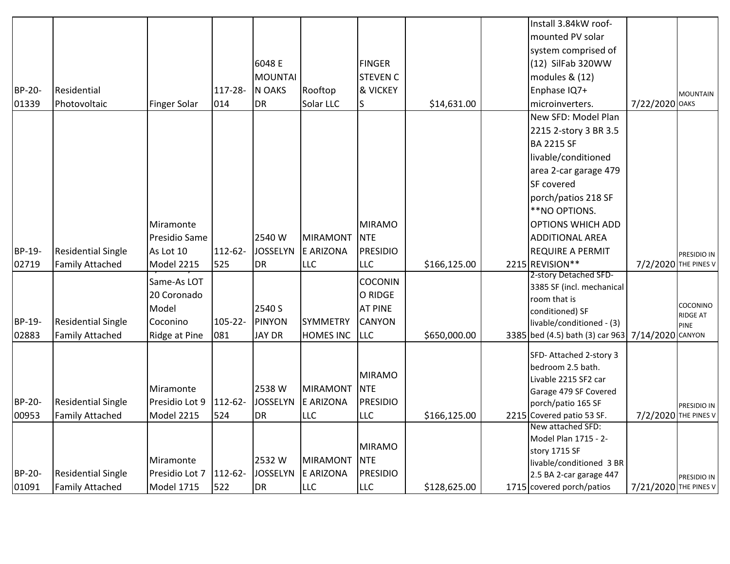| | | | | | | | | | | | |
|---|---|---|---|---|---|---|---|---|---|---|---|
| BP-20-01339 | Residential Photovoltaic | Finger Solar | 117-28-014 | 6048 E MOUNTAIN OAKS DR | Rooftop Solar LLC | FINGER STEVEN C & VICKEY S | $14,631.00 | | Install 3.84kW roof-mounted PV solar system comprised of (12) SilFab 320WW modules & (12) Enphase IQ7+ microinverters. | 7/22/2020 | MOUNTAIN OAKS |
| BP-19-02719 | Residential Single Family Attached | Miramonte Presidio Same As Lot 10 Model 2215 | 112-62-525 | 2540 W JOSSELYN DR | MIRAMONTE ARIZONA LLC | MIRAMONTE PRESIDIO LLC | $166,125.00 | 2215 | New SFD: Model Plan 2215 2-story 3 BR 3.5 BA 2215 SF livable/conditioned area 2-car garage 479 SF covered porch/patios 218 SF **NO OPTIONS. OPTIONS WHICH ADD ADDITIONAL AREA REQUIRE A PERMIT REVISION** | 7/2/2020 | PRESIDIO IN THE PINES V |
| BP-19-02883 | Residential Single Family Attached | Same-As LOT 20 Coronado Model Coconino Ridge at Pine | 105-22-081 | 2540 S PINYON JAY DR | SYMMETRY HOMES INC | COCONINO RIDGE AT PINE CANYON LLC | $650,000.00 | 3385 | 2-story Detached SFD- 3385 SF (incl. mechanical room that is conditioned) SF livable/conditioned - (3) bed (4.5) bath (3) car 963 | 7/14/2020 | COCONINO RIDGE AT PINE CANYON |
| BP-20-00953 | Residential Single Family Attached | Miramonte Presidio Lot 9 Model 2215 | 112-62-524 | 2538 W JOSSELYN DR | MIRAMONTE ARIZONA LLC | MIRAMONTE PRESIDIO LLC | $166,125.00 | 2215 | SFD- Attached 2-story 3 bedroom 2.5 bath. Livable 2215 SF2 car Garage 479 SF Covered porch/patio 165 SF Covered patio 53 SF. | 7/2/2020 | PRESIDIO IN THE PINES V |
| BP-20-01091 | Residential Single Family Attached | Miramonte Presidio Lot 7 Model 1715 | 112-62-522 | 2532 W JOSSELYN DR | MIRAMONTE ARIZONA LLC | MIRAMONTE PRESIDIO LLC | $128,625.00 | 1715 | New attached SFD: Model Plan 1715 - 2-story 1715 SF livable/conditioned 3 BR 2.5 BA 2-car garage 447 covered porch/patios | 7/21/2020 | PRESIDIO IN THE PINES V |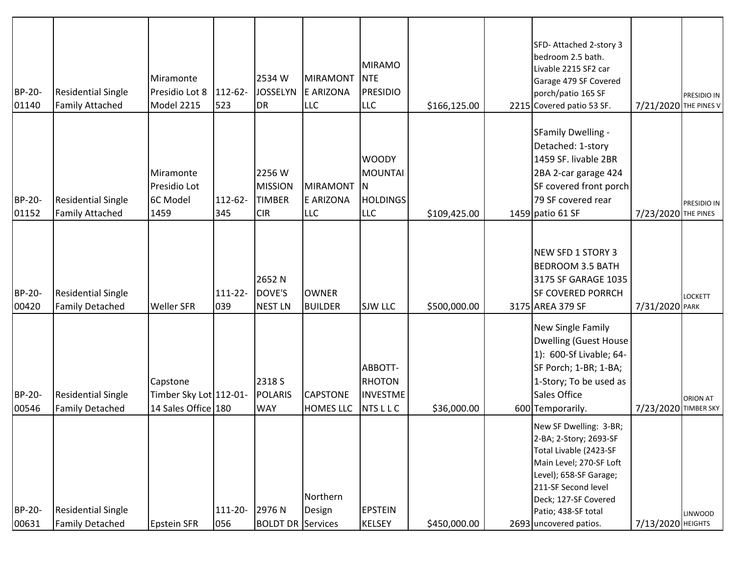| | | | | | | | | | | | |
|---|---|---|---|---|---|---|---|---|---|---|---|
| BP-20-01140 | Residential Single Family Attached | Miramonte Presidio Lot 8 Model 2215 | 112-62-523 | 2534 W JOSSELYN DR | MIRAMONTE ARIZONA LLC | MIRAMONTE PRESIDIO LLC | $166,125.00 | 2215 | SFD- Attached 2-story 3 bedroom 2.5 bath. Livable 2215 SF2 car Garage 479 SF Covered porch/patio 165 SF Covered patio 53 SF. | 7/21/2020 | PRESIDIO IN THE PINES V |
| BP-20-01152 | Residential Single Family Attached | Miramonte Presidio Lot 6C Model 1459 | 112-62-345 | 2256 W MISSION TIMBER CIR | MIRAMONTE ARIZONA LLC | WOODY MOUNTAIN HOLDINGS LLC | $109,425.00 | 1459 | SFamily Dwelling - Detached: 1-story 1459 SF. livable 2BR 2BA 2-car garage 424 SF covered front porch 79 SF covered rear patio 61 SF | 7/23/2020 | PRESIDIO IN THE PINES |
| BP-20-00420 | Residential Single Family Detached | Weller SFR | 111-22-039 | 2652 N DOVE'S NEST LN | OWNER BUILDER | SJW LLC | $500,000.00 | 3175 | NEW SFD 1 STORY 3 BEDROOM 3.5 BATH 3175 SF GARAGE 1035 SF COVERED PORRCH AREA 379 SF | 7/31/2020 | LOCKETT PARK |
| BP-20-00546 | Residential Single Family Detached | Capstone Timber Sky Lot 14 Sales Office | 112-01-180 | 2318 S POLARIS WAY | CAPSTONE HOMES LLC | ABBOTT-RHOTON INVESTMENTS L L C | $36,000.00 | 600 | New Single Family Dwelling (Guest House 1): 600-Sf Livable; 64-SF Porch; 1-BR; 1-BA; 1-Story; To be used as Sales Office Temporarily. | 7/23/2020 | ORION AT TIMBER SKY |
| BP-20-00631 | Residential Single Family Detached | Epstein SFR | 111-20-056 | 2976 N BOLDT DR | Northern Design Services | EPSTEIN KELSEY | $450,000.00 | 2693 | New SF Dwelling: 3-BR; 2-BA; 2-Story; 2693-SF Total Livable (2423-SF Main Level; 270-SF Loft Level); 658-SF Garage; 211-SF Second level Deck; 127-SF Covered Patio; 438-SF total uncovered patios. | 7/13/2020 | LINWOOD HEIGHTS |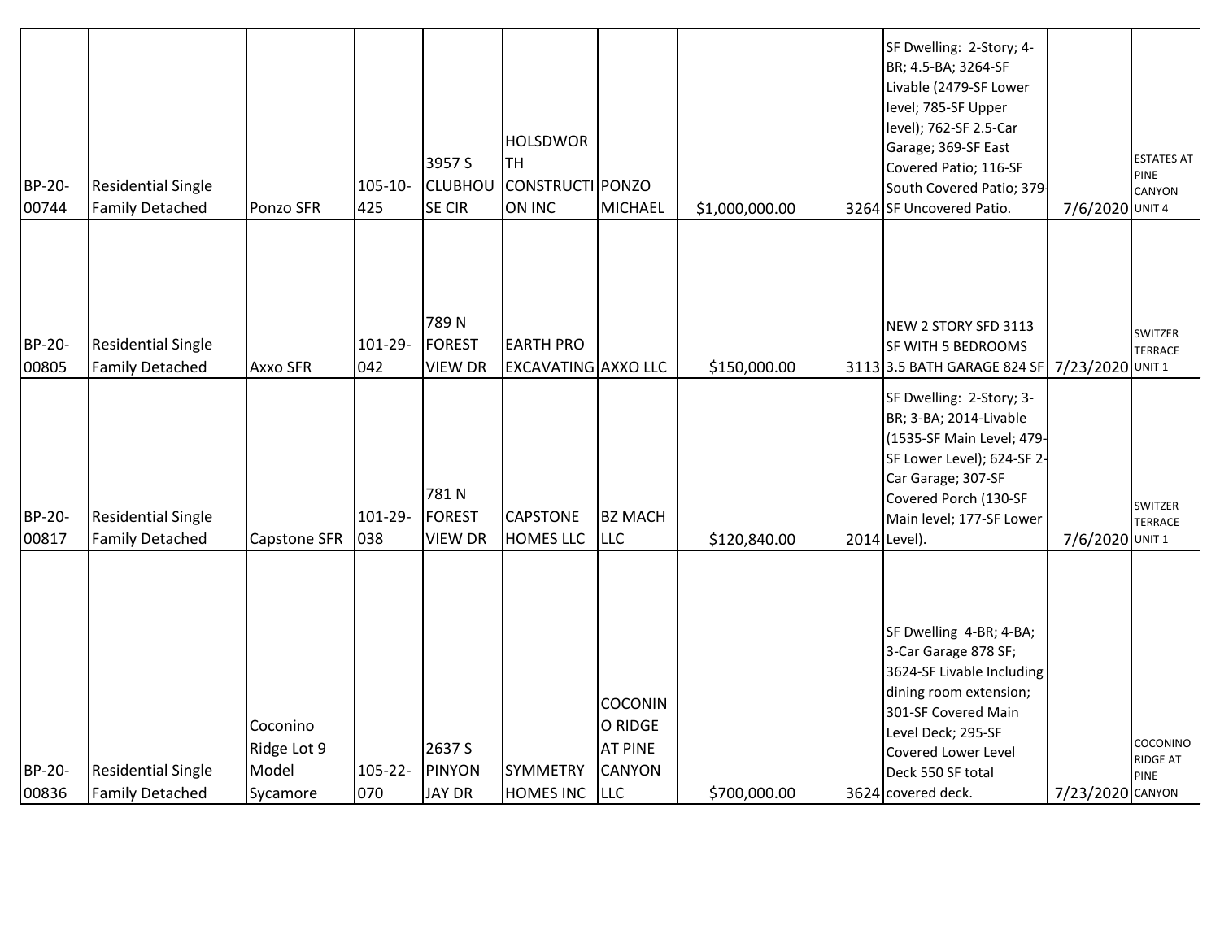| | | | | | | | | | | | |
|---|---|---|---|---|---|---|---|---|---|---|---|
| BP-20-00744 | Residential Single Family Detached | Ponzo SFR | 105-10-425 | 3957 S CLUBHOUSE CIR | HOLSDWORTH CONSTRUCTION INC | PONZO MICHAEL | $1,000,000.00 | 3264 | SF Dwelling: 2-Story; 4-BR; 4.5-BA; 3264-SF Livable (2479-SF Lower level; 785-SF Upper level); 762-SF 2.5-Car Garage; 369-SF East Covered Patio; 116-SF South Covered Patio; 379-SF Uncovered Patio. | 7/6/2020 | ESTATES AT PINE CANYON UNIT 4 |
| BP-20-00805 | Residential Single Family Detached | Axxo SFR | 101-29-042 | 789 N FOREST VIEW DR | EARTH PRO EXCAVATING | AXXO LLC | $150,000.00 | 3113 | NEW 2 STORY SFD 3113 SF WITH 5 BEDROOMS 3.5 BATH GARAGE 824 SF | 7/23/2020 | SWITZER TERRACE UNIT 1 |
| BP-20-00817 | Residential Single Family Detached | Capstone SFR | 101-29-038 | 781 N FOREST VIEW DR | CAPSTONE HOMES LLC | BZ MACH LLC | $120,840.00 | 2014 | SF Dwelling: 2-Story; 3-BR; 3-BA; 2014-Livable (1535-SF Main Level; 479-SF Lower Level); 624-SF 2-Car Garage; 307-SF Covered Porch (130-SF Main level; 177-SF Lower Level). | 7/6/2020 | SWITZER TERRACE UNIT 1 |
| BP-20-00836 | Residential Single Family Detached | Coconino Ridge Lot 9 Model Sycamore | 105-22-070 | 2637 S PINYON JAY DR | SYMMETRY HOMES INC | COCONINO RIDGE AT PINE CANYON LLC | $700,000.00 | 3624 | SF Dwelling 4-BR; 4-BA; 3-Car Garage 878 SF; 3624-SF Livable Including dining room extension; 301-SF Covered Main Level Deck; 295-SF Covered Lower Level Deck 550 SF total covered deck. | 7/23/2020 | COCONINO RIDGE AT PINE CANYON |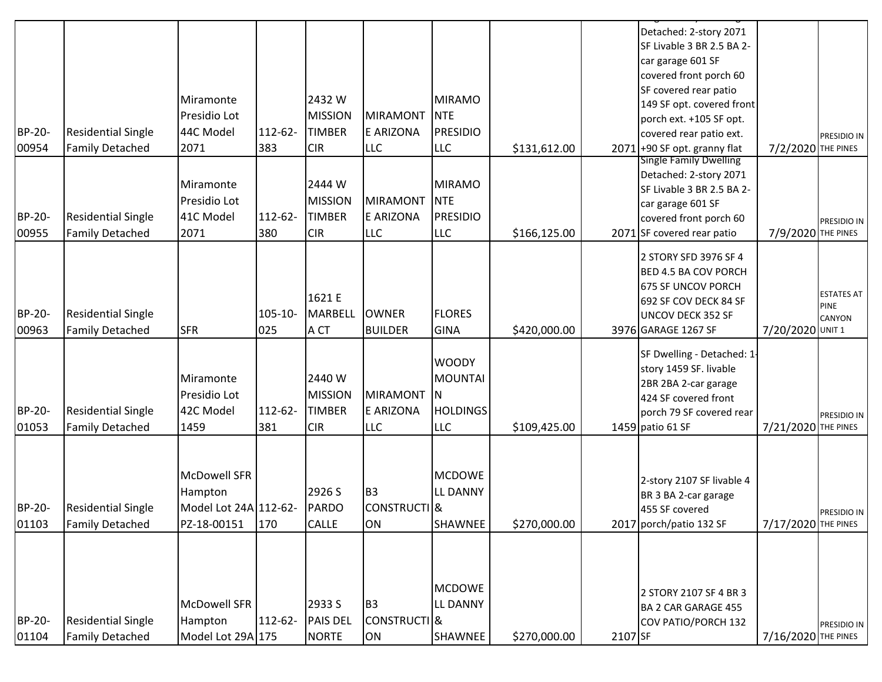| BP-20-00954 | Residential Single Family Detached | Miramonte Presidio Lot 44C Model 2071 | 112-62-383 | 2432 W MISSION TIMBER CIR | MIRAMONTE ARIZONA LLC | MIRAMONTE PRESIDIO LLC | $131,612.00 | 2071 | Detached: 2-story 2071 SF Livable 3 BR 2.5 BA 2-car garage 601 SF covered front porch 60 SF covered rear patio 149 SF opt. covered front porch ext. +105 SF opt. covered rear patio ext. +90 SF opt. granny flat | 7/2/2020 | PRESIDIO IN THE PINES |
|---|---|---|---|---|---|---|---|---|---|---|---|
| BP-20-00955 | Residential Single Family Detached | Miramonte Presidio Lot 41C Model 2071 | 112-62-380 | 2444 W MISSION TIMBER CIR | MIRAMONTE ARIZONA LLC | MIRAMONTE PRESIDIO LLC | $166,125.00 | 2071 | Single Family Dwelling Detached: 2-story 2071 SF Livable 3 BR 2.5 BA 2-car garage 601 SF covered front porch 60 SF covered rear patio | 7/9/2020 | PRESIDIO IN THE PINES |
| BP-20-00963 | Residential Single Family Detached | SFR | 105-10-025 | 1621 E MARBELLA CT | OWNER BUILDER | FLORES GINA | $420,000.00 | 3976 | 2 STORY SFD 3976 SF 4 BED 4.5 BA COV PORCH 675 SF UNCOV PORCH 692 SF COV DECK 84 SF UNCOV DECK 352 SF GARAGE 1267 SF | 7/20/2020 | ESTATES AT PINE CANYON UNIT 1 |
| BP-20-01053 | Residential Single Family Detached | Miramonte Presidio Lot 42C Model 1459 | 112-62-381 | 2440 W MISSION TIMBER CIR | MIRAMONTE ARIZONA LLC | WOODY MOUNTAIN HOLDINGS LLC | $109,425.00 | 1459 | SF Dwelling - Detached: 1-story 1459 SF. livable 2BR 2BA 2-car garage 424 SF covered front porch 79 SF covered rear patio 61 SF | 7/21/2020 | PRESIDIO IN THE PINES |
| BP-20-01103 | Residential Single Family Detached | McDowell SFR Hampton Model Lot 24A PZ-18-00151 | 112-62-170 | 2926 S PARDO CALLE | B3 CONSTRUCTION | MCDOWELL DANNY & SHAWNEE | $270,000.00 | 2017 | 2-story 2107 SF livable 4 BR 3 BA 2-car garage 455 SF covered porch/patio 132 SF | 7/17/2020 | PRESIDIO IN THE PINES |
| BP-20-01104 | Residential Single Family Detached | McDowell SFR Hampton Model Lot 29A | 112-62-175 | 2933 S PAIS DEL NORTE | B3 CONSTRUCTION | MCDOWELL DANNY & SHAWNEE | $270,000.00 | 2107 | 2 STORY 2107 SF 4 BR 3 BA 2 CAR GARAGE 455 COV PATIO/PORCH 132 SF | 7/16/2020 | PRESIDIO IN THE PINES |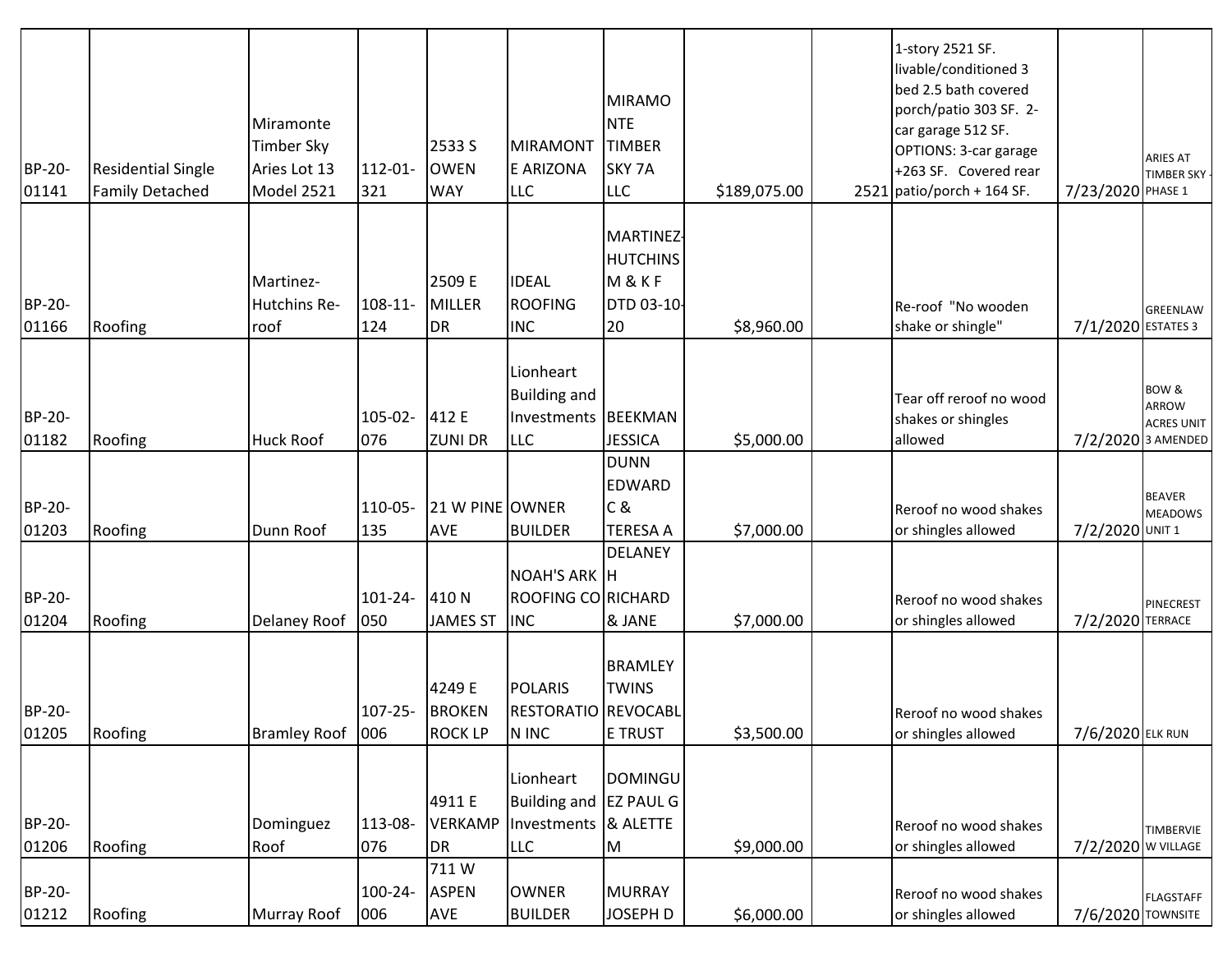| | | | | | | | | | | | |
|---|---|---|---|---|---|---|---|---|---|---|---|
| BP-20-01141 | Residential Single Family Detached | Miramonte Timber Sky Aries Lot 13 Model 2521 | 112-01-321 | 2533 S OWEN WAY | MIRAMONTE ARIZONA LLC | MIRAMONTE TIMBER SKY 7A LLC | $189,075.00 | 2521 | 1-story 2521 SF. livable/conditioned 3 bed 2.5 bath covered porch/patio 303 SF. 2-car garage 512 SF. OPTIONS: 3-car garage +263 SF. Covered rear patio/porch + 164 SF. | 7/23/2020 | ARIES AT TIMBER SKY - PHASE 1 |
| BP-20-01166 | Roofing | Martinez-Hutchins Re-roof | 108-11-124 | 2509 E MILLER DR | IDEAL ROOFING INC | MARTINEZ-HUTCHINS M & K F DTD 03-10-20 | $8,960.00 | | Re-roof "No wooden shake or shingle" | 7/1/2020 | GREENLAW ESTATES 3 |
| BP-20-01182 | Roofing | Huck Roof | 105-02-076 | 412 E ZUNI DR | Lionheart Building and Investments LLC | BEEKMAN JESSICA | $5,000.00 | | Tear off reroof no wood shakes or shingles allowed | 7/2/2020 | BOW & ARROW ACRES UNIT 3 AMENDED |
| BP-20-01203 | Roofing | Dunn Roof | 110-05-135 | 21 W PINE AVE | OWNER BUILDER | DUNN EDWARD C & TERESA A | $7,000.00 | | Reroof no wood shakes or shingles allowed | 7/2/2020 | BEAVER MEADOWS UNIT 1 |
| BP-20-01204 | Roofing | Delaney Roof | 101-24-050 | 410 N JAMES ST | NOAH'S ARK ROOFING CO INC | DELANEY H RICHARD & JANE | $7,000.00 | | Reroof no wood shakes or shingles allowed | 7/2/2020 | PINECREST TERRACE |
| BP-20-01205 | Roofing | Bramley Roof | 107-25-006 | 4249 E BROKEN ROCK LP | POLARIS RESTORATION INC | BRAMLEY TWINS REVOCABLE TRUST | $3,500.00 | | Reroof no wood shakes or shingles allowed | 7/6/2020 | ELK RUN |
| BP-20-01206 | Roofing | Dominguez Roof | 113-08-076 | 4911 E VERKAMP DR | Lionheart Building and Investments LLC | DOMINGUEZ PAUL G & ALETTE M | $9,000.00 | | Reroof no wood shakes or shingles allowed | 7/2/2020 | TIMBERVIEW VILLAGE |
| BP-20-01212 | Roofing | Murray Roof | 100-24-006 | 711 W ASPEN AVE | OWNER BUILDER | MURRAY JOSEPH D | $6,000.00 | | Reroof no wood shakes or shingles allowed | 7/6/2020 | FLAGSTAFF TOWNSITE |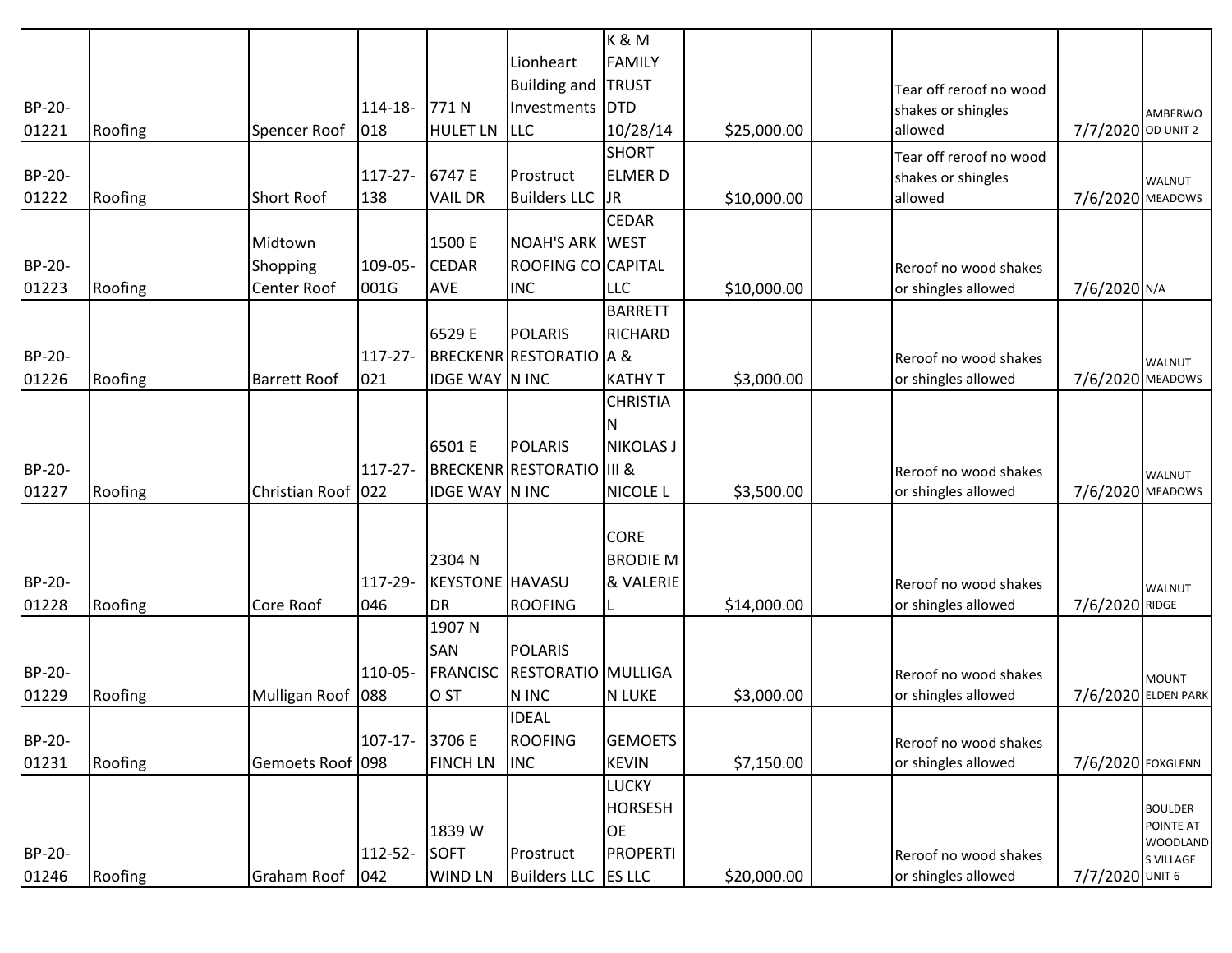| | | | | | | | | | | | |
|---|---|---|---|---|---|---|---|---|---|---|---|
| BP-20-01221 | Roofing | Spencer Roof | 114-18-018 | 771 N HULET LN | Lionheart Building and Investments LLC | K & M FAMILY TRUST DTD 10/28/14 | $25,000.00 | | Tear off reroof no wood shakes or shingles allowed | 7/7/2020 | AMBERWOOD UNIT 2 |
| BP-20-01222 | Roofing | Short Roof | 117-27-138 | 6747 E VAIL DR | Prostruct Builders LLC | SHORT ELMER D JR | $10,000.00 | | Tear off reroof no wood shakes or shingles allowed | 7/6/2020 | WALNUT MEADOWS |
| BP-20-01223 | Roofing | Midtown Shopping Center Roof | 109-05-001G | 1500 E CEDAR AVE | NOAH'S ARK ROOFING CO INC | CEDAR WEST CAPITAL LLC | $10,000.00 | | Reroof no wood shakes or shingles allowed | 7/6/2020 | N/A |
| BP-20-01226 | Roofing | Barrett Roof | 117-27-021 | 6529 E BRECKENRIDGE WAY | POLARIS RESTORATION INC | BARRETT RICHARD A & KATHY T | $3,000.00 | | Reroof no wood shakes or shingles allowed | 7/6/2020 | WALNUT MEADOWS |
| BP-20-01227 | Roofing | Christian Roof | 117-27-022 | 6501 E BRECKENRIDGE WAY | POLARIS RESTORATION INC | CHRISTIAN NIKOLAS J III & NICOLE L | $3,500.00 | | Reroof no wood shakes or shingles allowed | 7/6/2020 | WALNUT MEADOWS |
| BP-20-01228 | Roofing | Core Roof | 117-29-046 | 2304 N KEYSTONE DR | HAVASU ROOFING | CORE BRODIE M & VALERIE L | $14,000.00 | | Reroof no wood shakes or shingles allowed | 7/6/2020 | WALNUT RIDGE |
| BP-20-01229 | Roofing | Mulligan Roof | 110-05-088 | 1907 N SAN FRANCISCO ST | POLARIS RESTORATION INC | MULLIGAN LUKE | $3,000.00 | | Reroof no wood shakes or shingles allowed | 7/6/2020 | MOUNT ELDEN PARK |
| BP-20-01231 | Roofing | Gemoets Roof | 107-17-098 | 3706 E FINCH LN | IDEAL ROOFING INC | GEMOETS KEVIN | $7,150.00 | | Reroof no wood shakes or shingles allowed | 7/6/2020 | FOXGLENN |
| BP-20-01246 | Roofing | Graham Roof | 112-52-042 | 1839 W SOFT WIND LN | Prostruct Builders LLC | LUCKY HORSESHOE PROPERTIES LLC | $20,000.00 | | Reroof no wood shakes or shingles allowed | 7/7/2020 | BOULDER POINTE AT WOODLANDS VILLAGE UNIT 6 |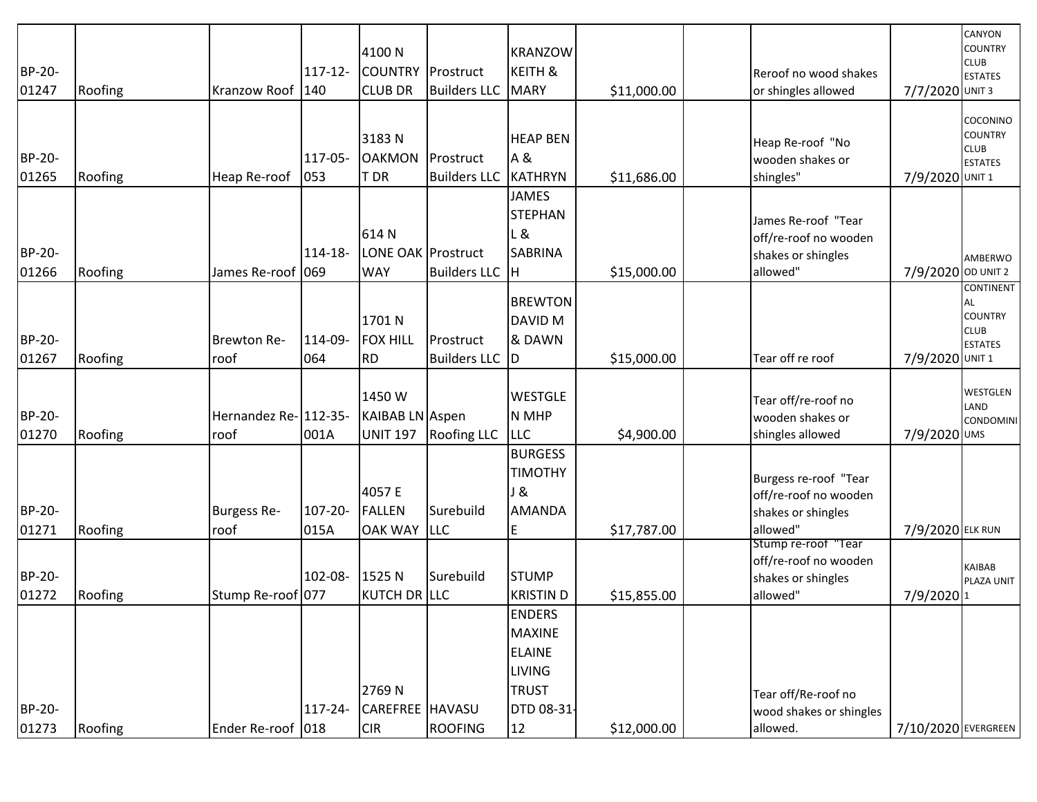| | | | | | | | | | | | |
|---|---|---|---|---|---|---|---|---|---|---|---|
| BP-20-01247 | Roofing | Kranzow Roof | 117-12-140 | 4100 N COUNTRY CLUB DR | Prostruct Builders LLC | KRANZOW KEITH & MARY | $11,000.00 | | Reroof no wood shakes or shingles allowed | 7/7/2020 | CANYON COUNTRY CLUB ESTATES UNIT 3 |
| BP-20-01265 | Roofing | Heap Re-roof | 117-05-053 | 3183 N OAKMONT DR | Prostruct Builders LLC | HEAP BEN A & KATHRYN | $11,686.00 | | Heap Re-roof "No wooden shakes or shingles" | 7/9/2020 | COCONINO COUNTRY CLUB ESTATES UNIT 1 |
| BP-20-01266 | Roofing | James Re-roof | 114-18-069 | 614 N LONE OAK WAY | Prostruct Builders LLC | JAMES STEPHAN L & SABRINA H | $15,000.00 | | James Re-roof "Tear off/re-roof no wooden shakes or shingles allowed" | 7/9/2020 | AMBERWOOD UNIT 2 |
| BP-20-01267 | Roofing | Brewton Re-roof | 114-09-064 | 1701 N FOX HILL RD | Prostruct Builders LLC | BREWTON DAVID M & DAWN D | $15,000.00 | | Tear off re roof | 7/9/2020 | CONTINENTAL COUNTRY CLUB ESTATES UNIT 1 |
| BP-20-01270 | Roofing | Hernandez Re-roof | 112-35-001A | 1450 W KAIBAB LN UNIT 197 | Aspen Roofing LLC | WESTGLEN MHP LLC | $4,900.00 | | Tear off/re-roof no wooden shakes or shingles allowed | 7/9/2020 | WESTGLEN LAND CONDOMINIUMS |
| BP-20-01271 | Roofing | Burgess Re-roof | 107-20-015A | 4057 E FALLEN OAK WAY | Surebuild LLC | BURGESS TIMOTHY J & AMANDA E | $17,787.00 | | Burgess re-roof "Tear off/re-roof no wooden shakes or shingles allowed" | 7/9/2020 | ELK RUN |
| BP-20-01272 | Roofing | Stump Re-roof | 102-08-077 | 1525 N KUTCH DR | Surebuild LLC | STUMP KRISTIN D | $15,855.00 | | Stump re-roof "Tear off/re-roof no wooden shakes or shingles allowed" | 7/9/2020 | KAIBAB PLAZA UNIT 1 |
| BP-20-01273 | Roofing | Ender Re-roof | 117-24-018 | 2769 N CAREFREE CIR | HAVASU ROOFING | ENDERS MAXINE ELAINE LIVING TRUST DTD 08-31-12 | $12,000.00 | | Tear off/Re-roof no wood shakes or shingles allowed. | 7/10/2020 | EVERGREEN |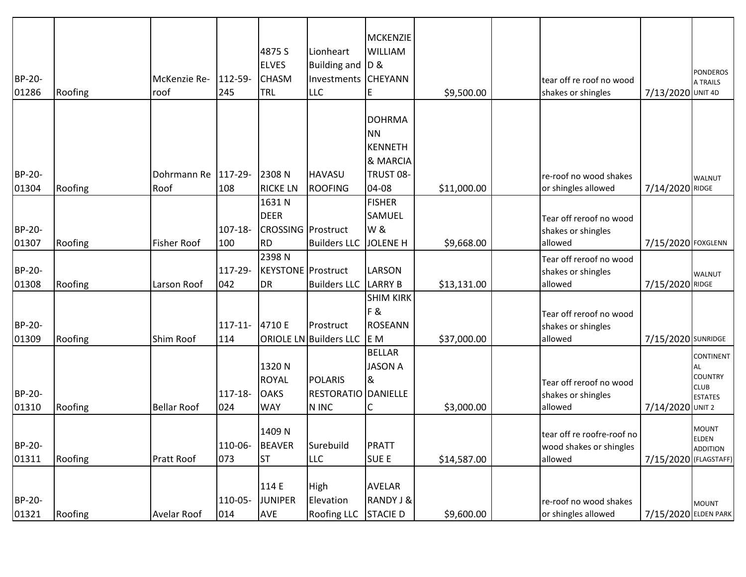| | | | | | | | | | | | |
|---|---|---|---|---|---|---|---|---|---|---|---|
| BP-20-01286 | Roofing | McKenzie Re-roof | 112-59-245 | 4875 S ELVES CHASM TRL | Lionheart Building and Investments LLC | MCKENZIE WILLIAM D & CHEYANNE | $9,500.00 | | tear off re roof no wood shakes or shingles | 7/13/2020 | PONDEROSA TRAILS UNIT 4D |
| BP-20-01304 | Roofing | Dohrmann Re Roof | 117-29-108 | 2308 N RICKE LN | HAVASU ROOFING | DOHRMANN KENNETH & MARCIA TRUST 08-04-08 | $11,000.00 | | re-roof no wood shakes or shingles allowed | 7/14/2020 | WALNUT RIDGE |
| BP-20-01307 | Roofing | Fisher Roof | 107-18-100 | 1631 N DEER CROSSING RD | Prostruct Builders LLC | FISHER SAMUEL W & JOLENE H | $9,668.00 | | Tear off reroof no wood shakes or shingles allowed | 7/15/2020 | FOXGLENN |
| BP-20-01308 | Roofing | Larson Roof | 117-29-042 | 2398 N KEYSTONE DR | Prostruct Builders LLC | LARSON LARRY B | $13,131.00 | | Tear off reroof no wood shakes or shingles allowed | 7/15/2020 | WALNUT RIDGE |
| BP-20-01309 | Roofing | Shim Roof | 117-11-114 | 4710 E ORIOLE LN | Prostruct Builders LLC | SHIM KIRK F & ROSEANNE M | $37,000.00 | | Tear off reroof no wood shakes or shingles allowed | 7/15/2020 | SUNRIDGE |
| BP-20-01310 | Roofing | Bellar Roof | 117-18-024 | 1320 N ROYAL OAKS WAY | POLARIS RESTORATION INC | BELLAR JASON A & DANIELLE C | $3,000.00 | | Tear off reroof no wood shakes or shingles allowed | 7/14/2020 | CONTINENTAL COUNTRY CLUB ESTATES UNIT 2 |
| BP-20-01311 | Roofing | Pratt Roof | 110-06-073 | 1409 N BEAVER ST | Surebuild LLC | PRATT SUE E | $14,587.00 | | tear off re roofre-roof no wood shakes or shingles allowed | 7/15/2020 | MOUNT ELDEN ADDITION (FLAGSTAFF) |
| BP-20-01321 | Roofing | Avelar Roof | 110-05-014 | 114 E JUNIPER AVE | High Elevation Roofing LLC | AVELAR RANDY J & STACIE D | $9,600.00 | | re-roof no wood shakes or shingles allowed | 7/15/2020 | MOUNT ELDEN PARK |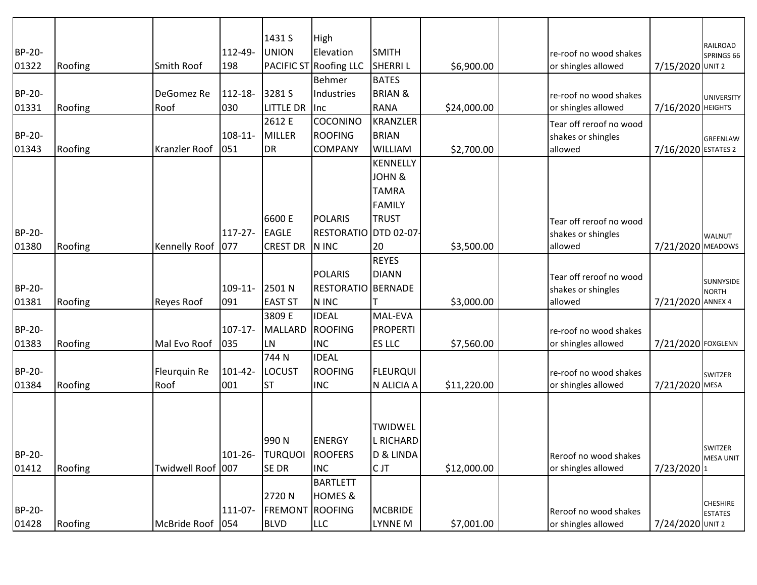| BP-20-01322 | Roofing | Smith Roof | 112-49-198 | 1431 S UNION PACIFIC ST | High Elevation Roofing LLC | SMITH SHERRI L | $6,900.00 | | re-roof no wood shakes or shingles allowed | 7/15/2020 | RAILROAD SPRINGS 66 UNIT 2 |
|---|---|---|---|---|---|---|---|---|---|---|---|
| BP-20-01331 | Roofing | DeGomez Re Roof | 112-18-030 | 3281 S LITTLE DR | Behmer Industries Inc | BATES BRIAN & RANA | $24,000.00 | | re-roof no wood shakes or shingles allowed | 7/16/2020 | UNIVERSITY HEIGHTS |
| BP-20-01343 | Roofing | Kranzler Roof | 108-11-051 | 2612 E MILLER DR | COCONINO ROOFING COMPANY | KRANZLER BRIAN WILLIAM | $2,700.00 | | Tear off reroof no wood shakes or shingles allowed | 7/16/2020 | GREENLAW ESTATES 2 |
| BP-20-01380 | Roofing | Kennelly Roof | 117-27-077 | 6600 E EAGLE CREST DR | POLARIS RESTORATION INC | KENNELLY JOHN & TAMRA FAMILY TRUST DTD 02-07-20 | $3,500.00 | | Tear off reroof no wood shakes or shingles allowed | 7/21/2020 | WALNUT MEADOWS |
| BP-20-01381 | Roofing | Reyes Roof | 109-11-091 | 2501 N EAST ST | POLARIS RESTORATION INC | REYES DIANN BERNADET | $3,000.00 | | Tear off reroof no wood shakes or shingles allowed | 7/21/2020 | SUNNYSIDE NORTH ANNEX 4 |
| BP-20-01383 | Roofing | Mal Evo Roof | 107-17-035 | 3809 E MALLARD LN | IDEAL ROOFING INC | MAL-EVA PROPERTIES LLC | $7,560.00 | | re-roof no wood shakes or shingles allowed | 7/21/2020 | FOXGLENN |
| BP-20-01384 | Roofing | Fleurquin Re Roof | 101-42-001 | 744 N LOCUST ST | IDEAL ROOFING INC | FLEURQUIN ALICIA A | $11,220.00 | | re-roof no wood shakes or shingles allowed | 7/21/2020 | SWITZER MESA |
| BP-20-01412 | Roofing | Twidwell Roof | 101-26-007 | 990 N TURQUOISE DR | ENERGY ROOFERS INC | TWIDWELL RICHARD D & LINDA C JT | $12,000.00 | | Reroof no wood shakes or shingles allowed | 7/23/2020 | SWITZER MESA UNIT 1 |
| BP-20-01428 | Roofing | McBride Roof | 111-07-054 | 2720 N FREMONT BLVD | BARTLETT HOMES & ROOFING LLC | MCBRIDE LYNNE M | $7,001.00 | | Reroof no wood shakes or shingles allowed | 7/24/2020 | CHESHIRE ESTATES UNIT 2 |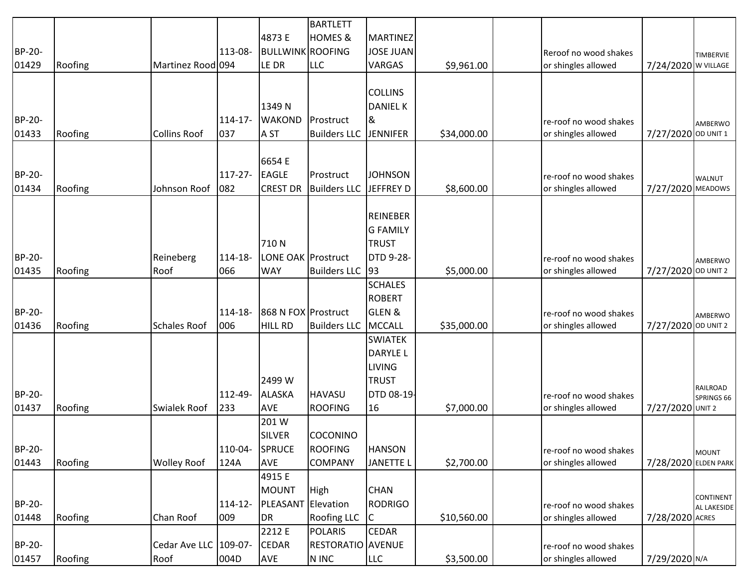| | | | | | | | | | | | |
|---|---|---|---|---|---|---|---|---|---|---|---|
| BP-20-01429 | Roofing | Martinez Rood | 113-08-094 | 4873 E BULLWINKLE DR | BARTLETT HOMES & ROOFING LLC | MARTINEZ JOSE JUAN VARGAS | $9,961.00 | | Reroof no wood shakes or shingles allowed | 7/24/2020 | TIMBERVIEW VILLAGE |
| BP-20-01433 | Roofing | Collins Roof | 114-17-037 | 1349 N WAKONDA ST | Prostruct Builders LLC | COLLINS DANIEL K & JENNIFER | $34,000.00 | | re-roof no wood shakes or shingles allowed | 7/27/2020 | AMBERWOOD UNIT 1 |
| BP-20-01434 | Roofing | Johnson Roof | 117-27-082 | 6654 E EAGLE CREST DR | Prostruct Builders LLC | JOHNSON JEFFREY D | $8,600.00 | | re-roof no wood shakes or shingles allowed | 7/27/2020 | WALNUT MEADOWS |
| BP-20-01435 | Roofing | Reineberg Roof | 114-18-066 | 710 N LONE OAK WAY | Prostruct Builders LLC | REINEBERG FAMILY TRUST DTD 9-28-93 | $5,000.00 | | re-roof no wood shakes or shingles allowed | 7/27/2020 | AMBERWOOD UNIT 2 |
| BP-20-01436 | Roofing | Schales Roof | 114-18-006 | 868 N FOX HILL RD | Prostruct Builders LLC | SCHALES ROBERT GLEN & MCCALL | $35,000.00 | | re-roof no wood shakes or shingles allowed | 7/27/2020 | AMBERWOOD UNIT 2 |
| BP-20-01437 | Roofing | Swialek Roof | 112-49-233 | 2499 W ALASKA AVE | HAVASU ROOFING | SWIATEK DARYLE L LIVING TRUST DTD 08-19-16 | $7,000.00 | | re-roof no wood shakes or shingles allowed | 7/27/2020 | RAILROAD SPRINGS 66 UNIT 2 |
| BP-20-01443 | Roofing | Wolley Roof | 110-04-124A | 201 W SILVER SPRUCE AVE | COCONINO ROOFING COMPANY | HANSON JANETTE L | $2,700.00 | | re-roof no wood shakes or shingles allowed | 7/28/2020 | MOUNT ELDEN PARK |
| BP-20-01448 | Roofing | Chan Roof | 114-12-009 | 4915 E MOUNT PLEASANT DR | High Elevation Roofing LLC | CHAN RODRIGO C | $10,560.00 | | re-roof no wood shakes or shingles allowed | 7/28/2020 | CONTINENTAL LAKESIDE ACRES |
| BP-20-01457 | Roofing | Cedar Ave LLC Roof | 109-07-004D | 2212 E CEDAR AVE | POLARIS RESTORATION INC | CEDAR AVENUE LLC | $3,500.00 | | re-roof no wood shakes or shingles allowed | 7/29/2020 | N/A |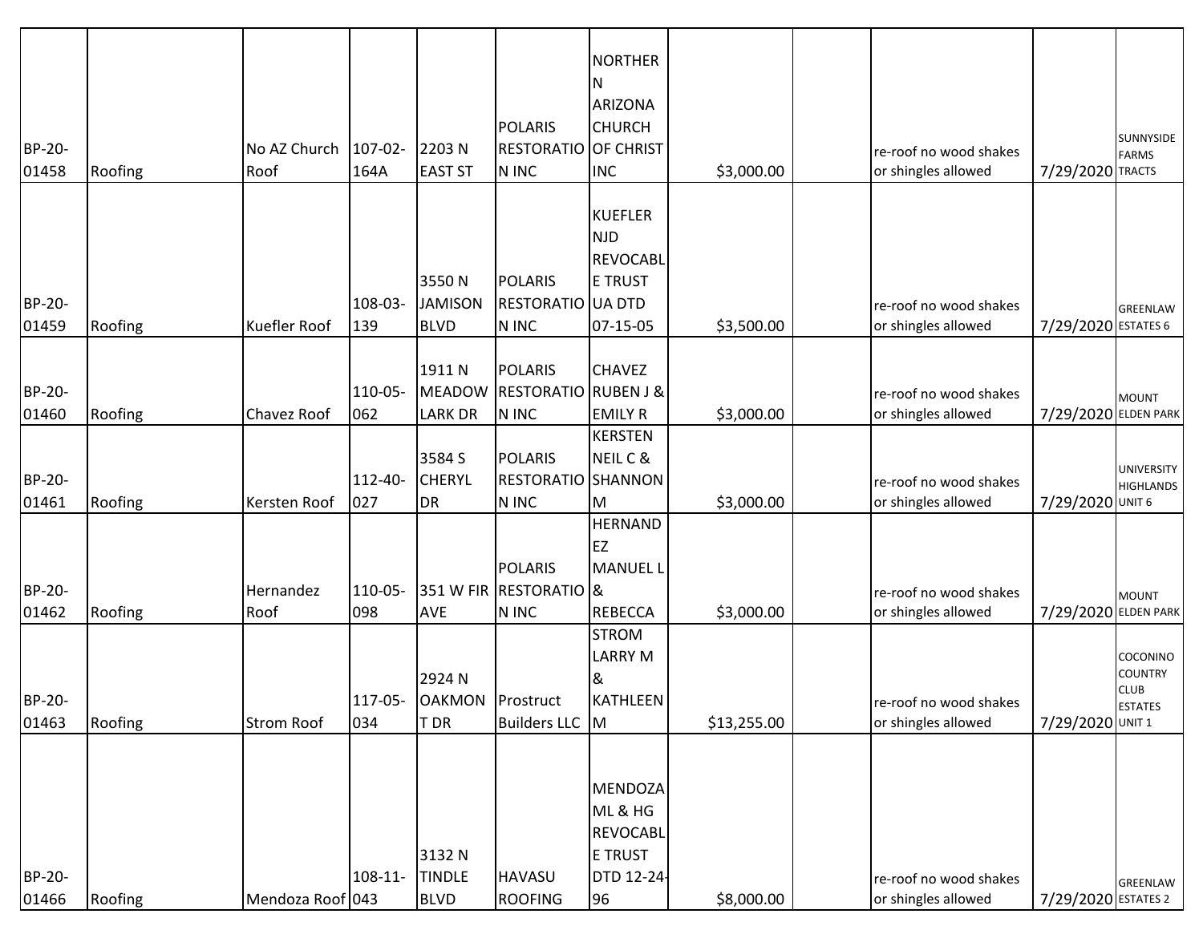| BP-20-01458 | Roofing | No AZ Church Roof | 107-02-164A | 2203 N EAST ST | POLARIS RESTORATION INC | NORTHERN ARIZONA CHURCH OF CHRIST INC | $3,000.00 | | re-roof no wood shakes or shingles allowed | 7/29/2020 | SUNNYSIDE FARMS TRACTS |
|---|---|---|---|---|---|---|---|---|---|---|---|
| BP-20-01459 | Roofing | Kuefler Roof | 108-03-139 | 3550 N JAMISON BLVD | POLARIS RESTORATION INC | KUEFLER NJD REVOCABLE TRUST UA DTD 07-15-05 | $3,500.00 | | re-roof no wood shakes or shingles allowed | 7/29/2020 | GREENLAW ESTATES 6 |
| BP-20-01460 | Roofing | Chavez Roof | 110-05-062 | 1911 N MEADOW LARK DR | POLARIS RESTORATION INC | CHAVEZ RUBEN J & EMILY R | $3,000.00 | | re-roof no wood shakes or shingles allowed | 7/29/2020 | MOUNT ELDEN PARK |
| BP-20-01461 | Roofing | Kersten Roof | 112-40-027 | 3584 S CHERYL DR | POLARIS RESTORATION INC | KERSTEN NEIL C & SHANNON M | $3,000.00 | | re-roof no wood shakes or shingles allowed | 7/29/2020 | UNIVERSITY HIGHLANDS UNIT 6 |
| BP-20-01462 | Roofing | Hernandez Roof | 110-05-098 | 351 W FIR AVE | POLARIS RESTORATION INC | HERNANDEZ MANUEL L & REBECCA | $3,000.00 | | re-roof no wood shakes or shingles allowed | 7/29/2020 | MOUNT ELDEN PARK |
| BP-20-01463 | Roofing | Strom Roof | 117-05-034 | 2924 N OAKMONT DR | Prostruct Builders LLC | STROM LARRY M & KATHLEEN M | $13,255.00 | | re-roof no wood shakes or shingles allowed | 7/29/2020 | COCONINO COUNTRY CLUB ESTATES UNIT 1 |
| BP-20-01466 | Roofing | Mendoza Roof | 108-11-043 | 3132 N TINDLE BLVD | HAVASU ROOFING | MENDOZA ML & HG REVOCABLE TRUST DTD 12-24-96 | $8,000.00 | | re-roof no wood shakes or shingles allowed | 7/29/2020 | GREENLAW ESTATES 2 |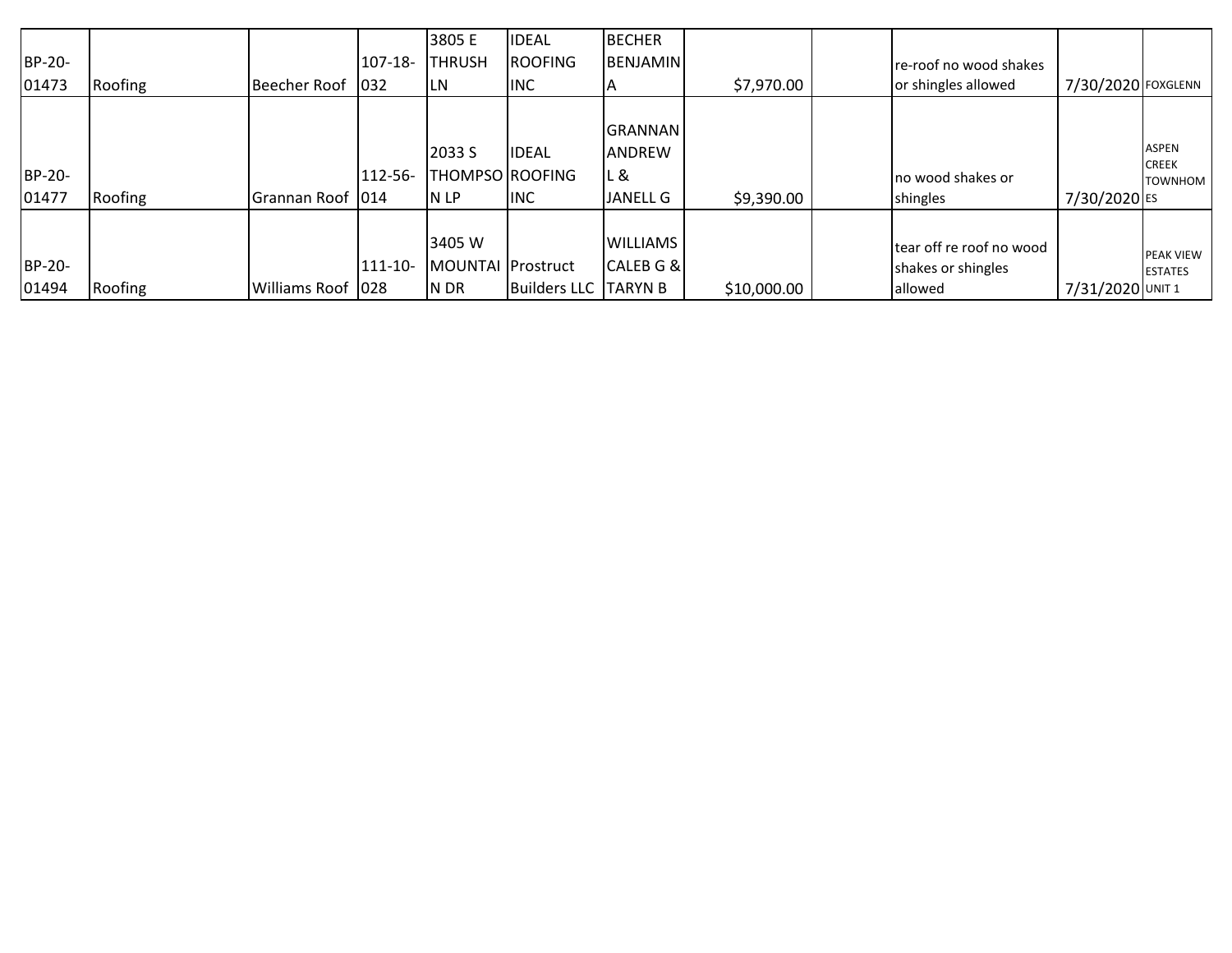| | | | | | | | | | | | |
|---|---|---|---|---|---|---|---|---|---|---|---|
| BP-20-01473 | Roofing | Beecher Roof | 107-18-032 | 3805 E THRUSH LN | IDEAL ROOFING INC | BECHER BENJAMIN A | $7,970.00 | | re-roof no wood shakes or shingles allowed | 7/30/2020 | FOXGLENN |
| BP-20-01477 | Roofing | Grannan Roof | 112-56-014 | 2033 S THOMPSON LP | IDEAL ROOFING INC | GRANNAN ANDREW L & JANELL G | $9,390.00 | | no wood shakes or shingles | 7/30/2020 | ASPEN CREEK TOWNHOMES |
| BP-20-01494 | Roofing | Williams Roof | 111-10-028 | 3405 W MOUNTAIN DR | Prostruct Builders LLC | WILLIAMS CALEB G & TARYN B | $10,000.00 | | tear off re roof no wood shakes or shingles allowed | 7/31/2020 | PEAK VIEW ESTATES UNIT 1 |